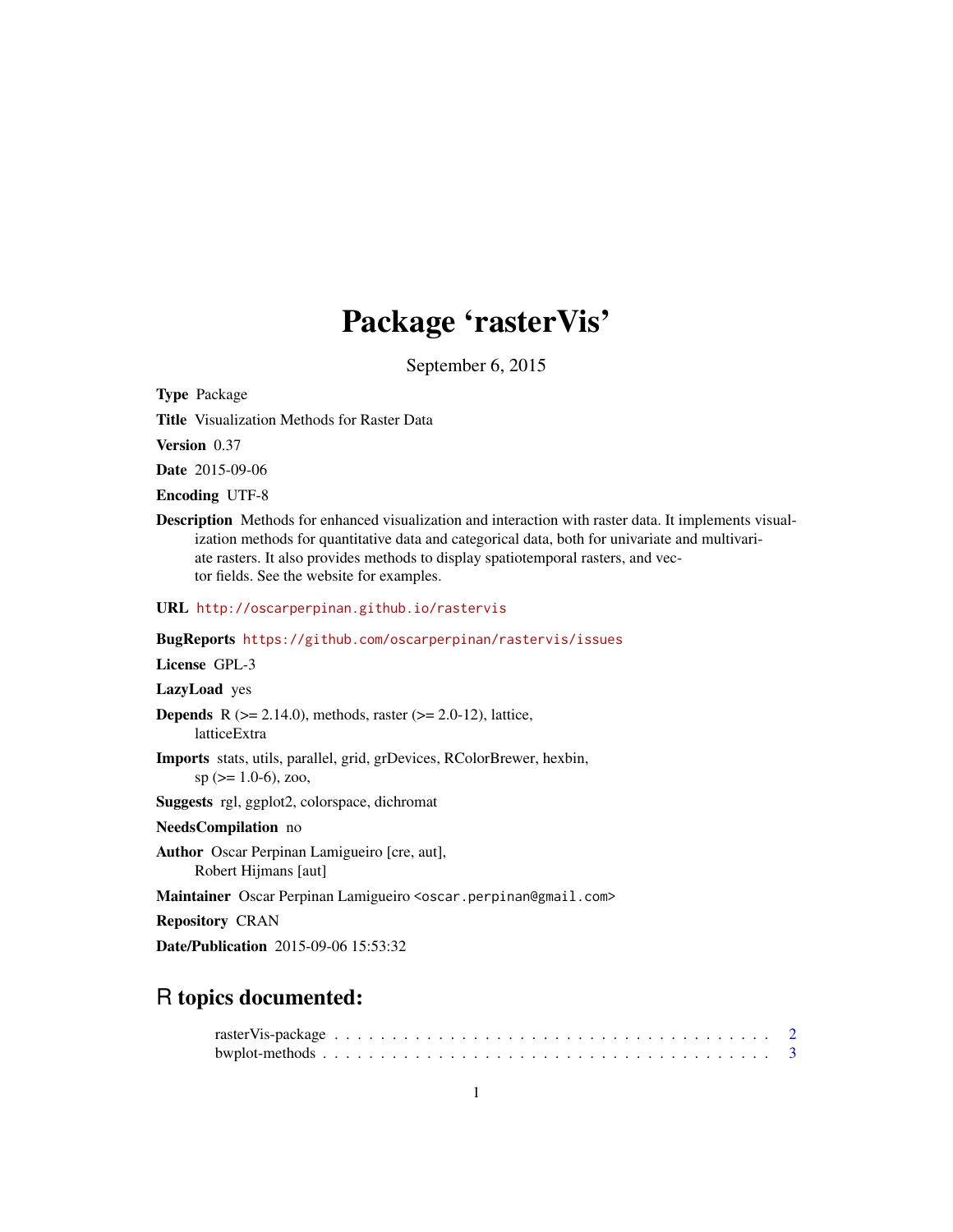# Package 'rasterVis'

September 6, 2015

**Type** Package

**Title** Visualization Methods for Raster Data

**Version** 0.37

**Date** 2015-09-06

**Encoding** UTF-8

**Description** Methods for enhanced visualization and interaction with raster data. It implements visualization methods for quantitative data and categorical data, both for univariate and multivariate rasters. It also provides methods to display spatiotemporal rasters, and vector fields. See the website for examples.

**URL** http://oscarperpinan.github.io/rastervis

**BugReports** https://github.com/oscarperpinan/rastervis/issues

**License** GPL-3

**LazyLoad** yes

**Depends** R (>= 2.14.0), methods, raster (>= 2.0-12), lattice, latticeExtra

**Imports** stats, utils, parallel, grid, grDevices, RColorBrewer, hexbin, sp (>= 1.0-6), zoo,

**Suggests** rgl, ggplot2, colorspace, dichromat

**NeedsCompilation** no

**Author** Oscar Perpinan Lamigueiro [cre, aut], Robert Hijmans [aut]

**Maintainer** Oscar Perpinan Lamigueiro <oscar.perpinan@gmail.com>

**Repository** CRAN

**Date/Publication** 2015-09-06 15:53:32

## R topics documented:

- rasterVis-package . . . . . . . . . . . . . . . . . . . . . . . . . . . . . . . . . . . . 2
- bwplot-methods . . . . . . . . . . . . . . . . . . . . . . . . . . . . . . . . . . . . . 3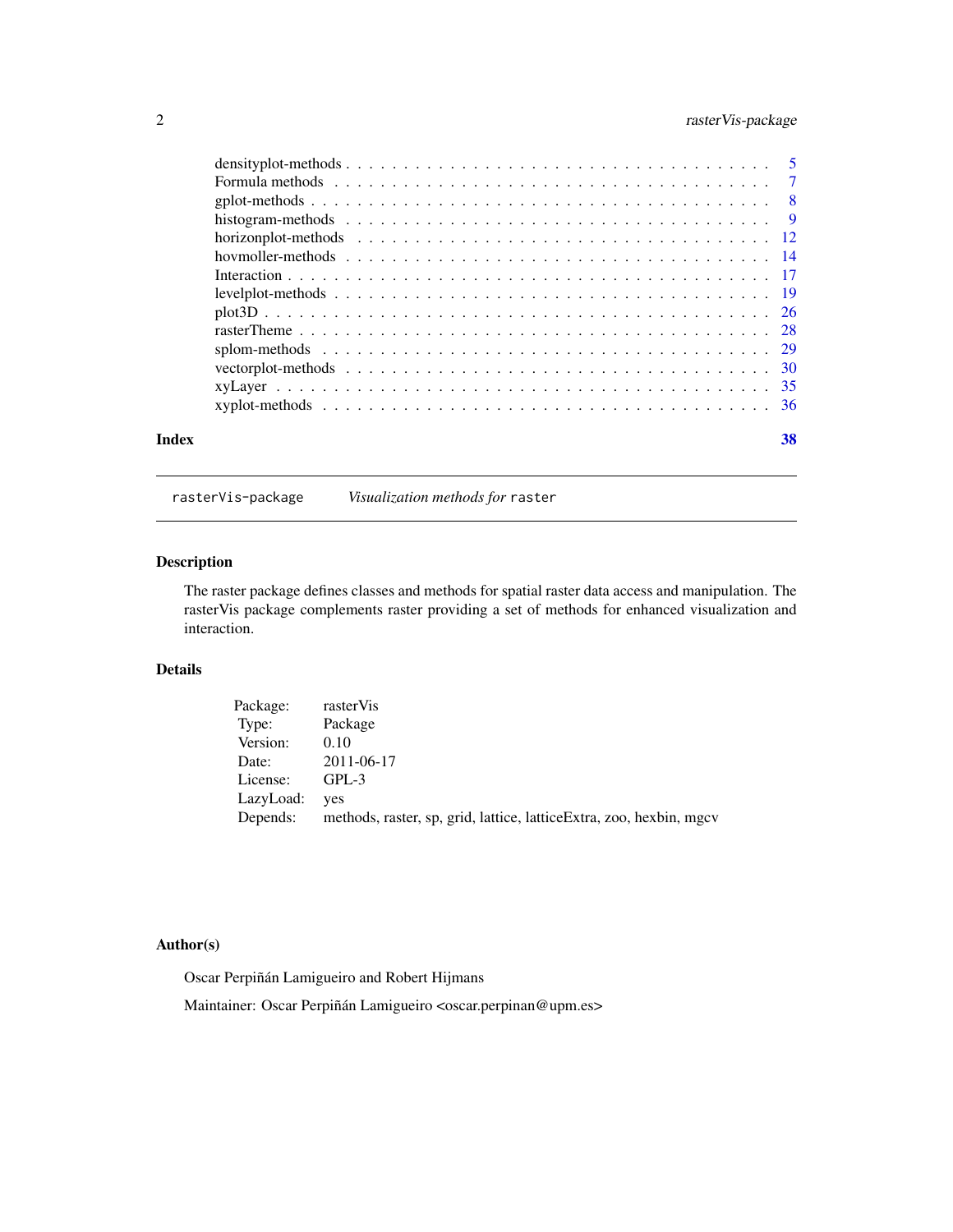densityplot-methods . . . . . . . . . . . . . . . . . . . . . . . . . . . . . . . . . . 5
Formula methods . . . . . . . . . . . . . . . . . . . . . . . . . . . . . . . . . . . . 7
gplot-methods . . . . . . . . . . . . . . . . . . . . . . . . . . . . . . . . . . . . . 8
histogram-methods . . . . . . . . . . . . . . . . . . . . . . . . . . . . . . . . . . . 9
horizonplot-methods . . . . . . . . . . . . . . . . . . . . . . . . . . . . . . . . . . 12
hovmoller-methods . . . . . . . . . . . . . . . . . . . . . . . . . . . . . . . . . . . 14
Interaction . . . . . . . . . . . . . . . . . . . . . . . . . . . . . . . . . . . . . . . 17
levelplot-methods . . . . . . . . . . . . . . . . . . . . . . . . . . . . . . . . . . . 19
plot3D . . . . . . . . . . . . . . . . . . . . . . . . . . . . . . . . . . . . . . . . . 26
rasterTheme . . . . . . . . . . . . . . . . . . . . . . . . . . . . . . . . . . . . . . 28
splom-methods . . . . . . . . . . . . . . . . . . . . . . . . . . . . . . . . . . . . . 29
vectorplot-methods . . . . . . . . . . . . . . . . . . . . . . . . . . . . . . . . . . . 30
xyLayer . . . . . . . . . . . . . . . . . . . . . . . . . . . . . . . . . . . . . . . . . 35
xyplot-methods . . . . . . . . . . . . . . . . . . . . . . . . . . . . . . . . . . . . . 36

**Index** **38**

---

`rasterVis-package` *Visualization methods for* `raster`

---

## Description

The raster package defines classes and methods for spatial raster data access and manipulation. The rasterVis package complements raster providing a set of methods for enhanced visualization and interaction.

## Details

| | |
|---|---|
| Package: | rasterVis |
| Type: | Package |
| Version: | 0.10 |
| Date: | 2011-06-17 |
| License: | GPL-3 |
| LazyLoad: | yes |
| Depends: | methods, raster, sp, grid, lattice, latticeExtra, zoo, hexbin, mgcv |

## Author(s)

Oscar Perpiñán Lamigueiro and Robert Hijmans

Maintainer: Oscar Perpiñán Lamigueiro <oscar.perpinan@upm.es>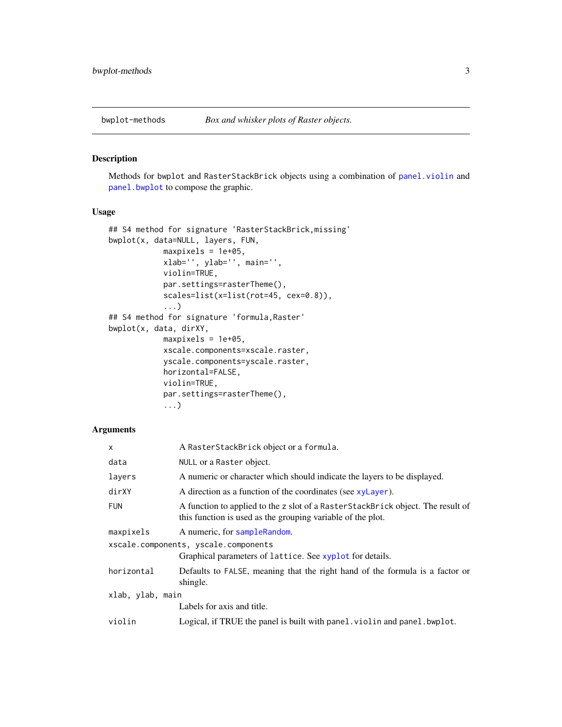bwplot-methods *Box and whisker plots of Raster objects.*

## Description

Methods for `bwplot` and `RasterStackBrick` objects using a combination of `panel.violin` and `panel.bwplot` to compose the graphic.

## Usage

```
## S4 method for signature 'RasterStackBrick,missing'
bwplot(x, data=NULL, layers, FUN,
            maxpixels = 1e+05,
            xlab='', ylab='', main='',
            violin=TRUE,
            par.settings=rasterTheme(),
            scales=list(x=list(rot=45, cex=0.8)),
            ...)
## S4 method for signature 'formula,Raster'
bwplot(x, data, dirXY,
            maxpixels = 1e+05,
            xscale.components=xscale.raster,
            yscale.components=yscale.raster,
            horizontal=FALSE,
            violin=TRUE,
            par.settings=rasterTheme(),
            ...)
```

## Arguments

- `x` — A `RasterStackBrick` object or a `formula`.
- `data` — `NULL` or a `Raster` object.
- `layers` — A numeric or character which should indicate the layers to be displayed.
- `dirXY` — A direction as a function of the coordinates (see `xyLayer`).
- `FUN` — A function to applied to the `z` slot of a `RasterStackBrick` object. The result of this function is used as the grouping variable of the plot.
- `maxpixels` — A numeric, for `sampleRandom`.
- `xscale.components, yscale.components` — Graphical parameters of `lattice`. See `xyplot` for details.
- `horizontal` — Defaults to `FALSE`, meaning that the right hand of the formula is a factor or shingle.
- `xlab, ylab, main` — Labels for axis and title.
- `violin` — Logical, if TRUE the panel is built with `panel.violin` and `panel.bwplot`.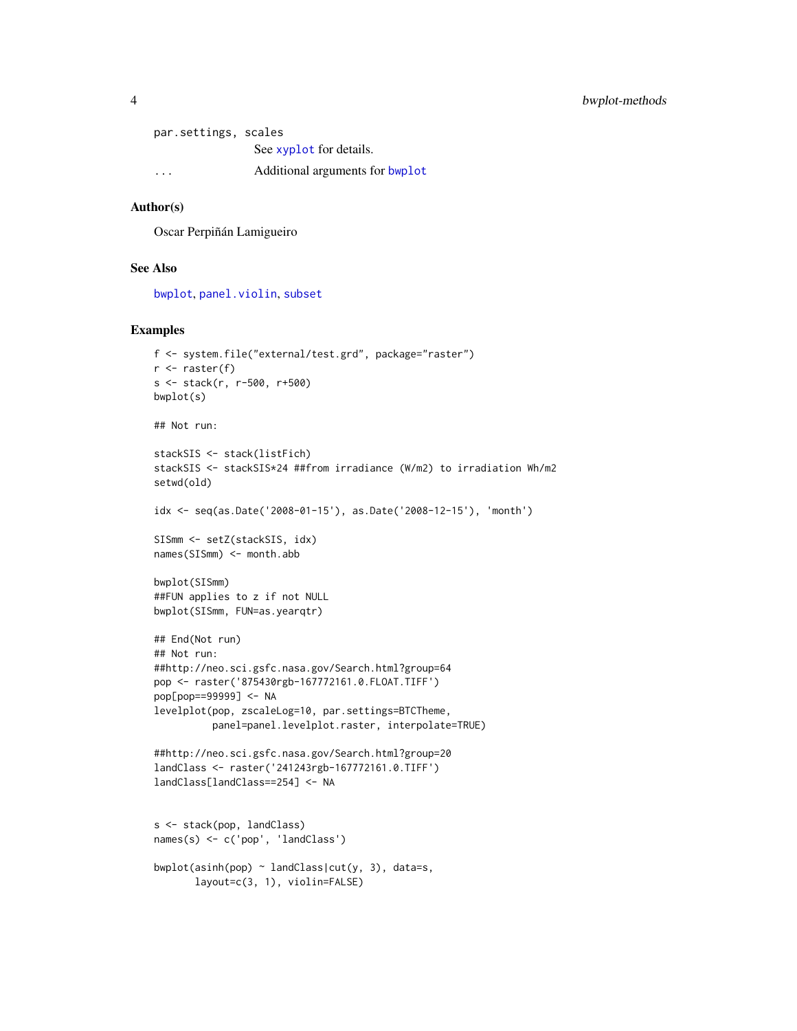par.settings, scales
: See xplot for details.

...
: Additional arguments for bwplot

### Author(s)

Oscar Perpiñán Lamigueiro

### See Also

bwplot, panel.violin, subset

### Examples

```
f <- system.file("external/test.grd", package="raster")
r <- raster(f)
s <- stack(r, r-500, r+500)
bwplot(s)

## Not run:

stackSIS <- stack(listFich)
stackSIS <- stackSIS*24 ##from irradiance (W/m2) to irradiation Wh/m2
setwd(old)

idx <- seq(as.Date('2008-01-15'), as.Date('2008-12-15'), 'month')

SISmm <- setZ(stackSIS, idx)
names(SISmm) <- month.abb

bwplot(SISmm)
##FUN applies to z if not NULL
bwplot(SISmm, FUN=as.yearqtr)

## End(Not run)
## Not run:
##http://neo.sci.gsfc.nasa.gov/Search.html?group=64
pop <- raster('875430rgb-167772161.0.FLOAT.TIFF')
pop[pop==99999] <- NA
levelplot(pop, zscaleLog=10, par.settings=BTCTheme,
          panel=panel.levelplot.raster, interpolate=TRUE)

##http://neo.sci.gsfc.nasa.gov/Search.html?group=20
landClass <- raster('241243rgb-167772161.0.TIFF')
landClass[landClass==254] <- NA


s <- stack(pop, landClass)
names(s) <- c('pop', 'landClass')

bwplot(asinh(pop) ~ landClass|cut(y, 3), data=s,
       layout=c(3, 1), violin=FALSE)
```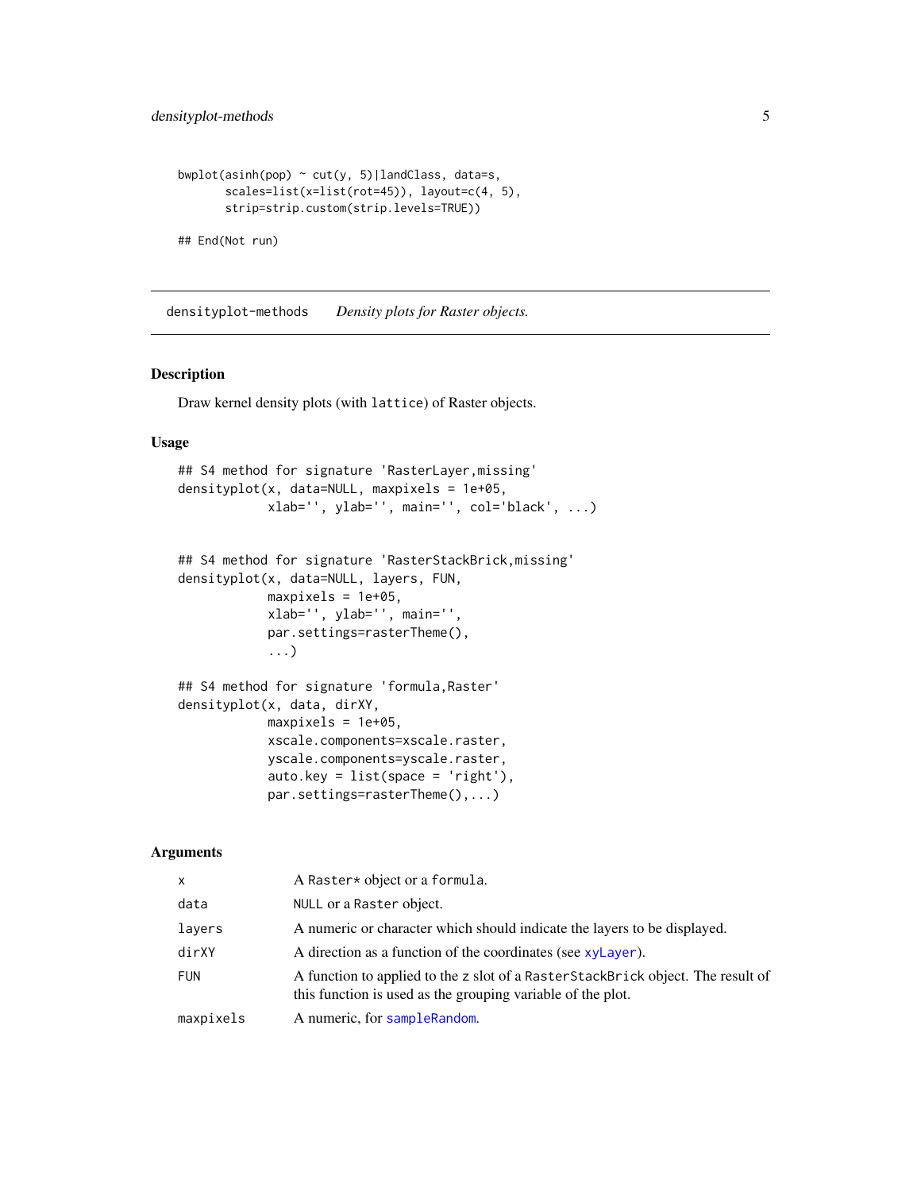```
bwplot(asinh(pop) ~ cut(y, 5)|landClass, data=s,
       scales=list(x=list(rot=45)), layout=c(4, 5),
       strip=strip.custom(strip.levels=TRUE))

## End(Not run)
```

---

## densityplot-methods    *Density plots for Raster objects.*

### Description

Draw kernel density plots (with `lattice`) of Raster objects.

### Usage

```
## S4 method for signature 'RasterLayer,missing'
densityplot(x, data=NULL, maxpixels = 1e+05,
            xlab='', ylab='', main='', col='black', ...)


## S4 method for signature 'RasterStackBrick,missing'
densityplot(x, data=NULL, layers, FUN,
            maxpixels = 1e+05,
            xlab='', ylab='', main='',
            par.settings=rasterTheme(),
            ...)

## S4 method for signature 'formula,Raster'
densityplot(x, data, dirXY,
            maxpixels = 1e+05,
            xscale.components=xscale.raster,
            yscale.components=yscale.raster,
            auto.key = list(space = 'right'),
            par.settings=rasterTheme(),...)
```

### Arguments

| | |
|---|---|
| `x` | A `Raster*` object or a `formula`. |
| `data` | `NULL` or a `Raster` object. |
| `layers` | A numeric or character which should indicate the layers to be displayed. |
| `dirXY` | A direction as a function of the coordinates (see `xyLayer`). |
| `FUN` | A function to applied to the z slot of a `RasterStackBrick` object. The result of this function is used as the grouping variable of the plot. |
| `maxpixels` | A numeric, for `sampleRandom`. |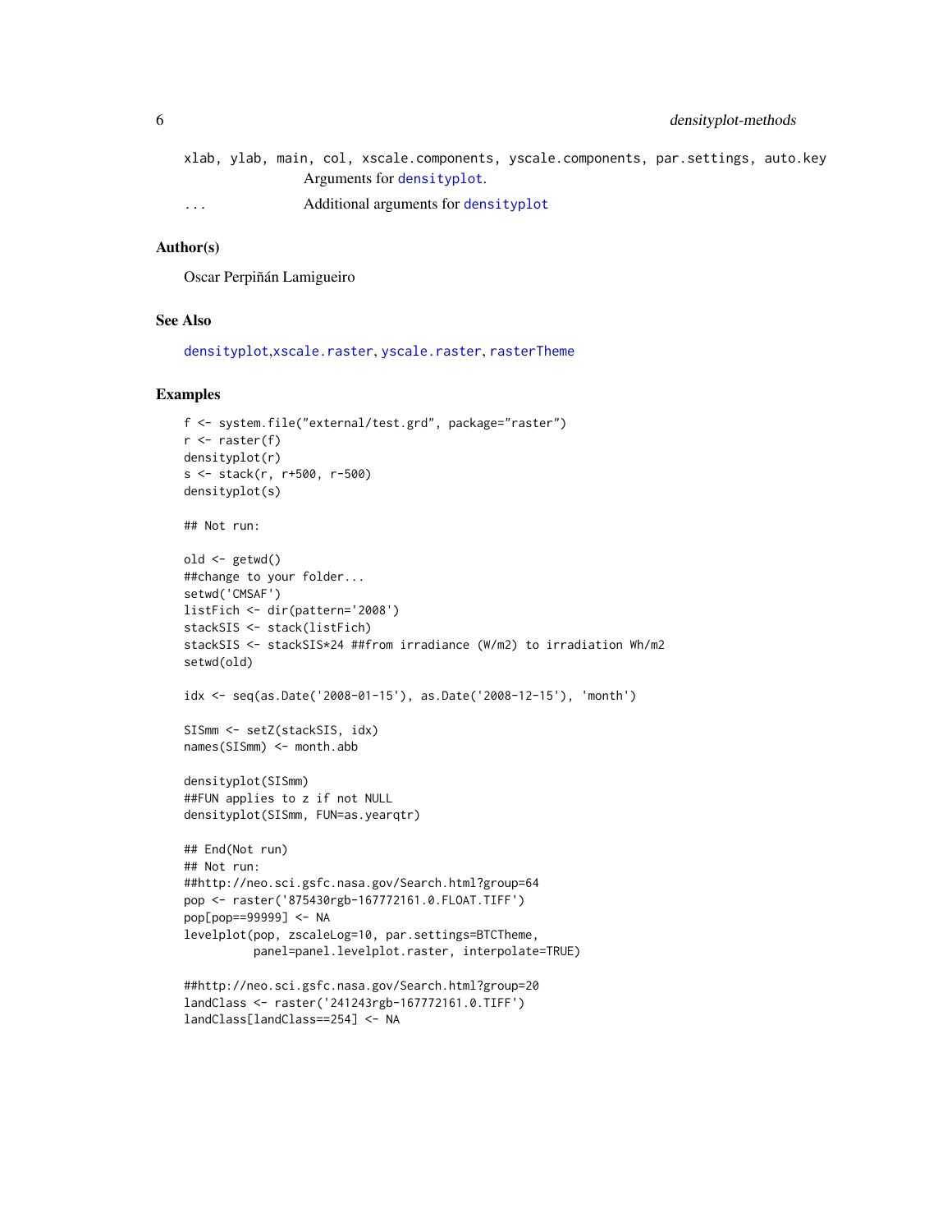`xlab, ylab, main, col, xscale.components, yscale.components, par.settings, auto.key`
: Arguments for densityplot.

`...`
: Additional arguments for densityplot

## Author(s)

Oscar Perpiñán Lamigueiro

## See Also

densityplot,xscale.raster, yscale.raster, rasterTheme

## Examples

```
f <- system.file("external/test.grd", package="raster")
r <- raster(f)
densityplot(r)
s <- stack(r, r+500, r-500)
densityplot(s)

## Not run:

old <- getwd()
##change to your folder...
setwd('CMSAF')
listFich <- dir(pattern='2008')
stackSIS <- stack(listFich)
stackSIS <- stackSIS*24 ##from irradiance (W/m2) to irradiation Wh/m2
setwd(old)

idx <- seq(as.Date('2008-01-15'), as.Date('2008-12-15'), 'month')

SISmm <- setZ(stackSIS, idx)
names(SISmm) <- month.abb

densityplot(SISmm)
##FUN applies to z if not NULL
densityplot(SISmm, FUN=as.yearqtr)

## End(Not run)
## Not run:
##http://neo.sci.gsfc.nasa.gov/Search.html?group=64
pop <- raster('875430rgb-167772161.0.FLOAT.TIFF')
pop[pop==99999] <- NA
levelplot(pop, zscaleLog=10, par.settings=BTCTheme,
          panel=panel.levelplot.raster, interpolate=TRUE)

##http://neo.sci.gsfc.nasa.gov/Search.html?group=20
landClass <- raster('241243rgb-167772161.0.TIFF')
landClass[landClass==254] <- NA
```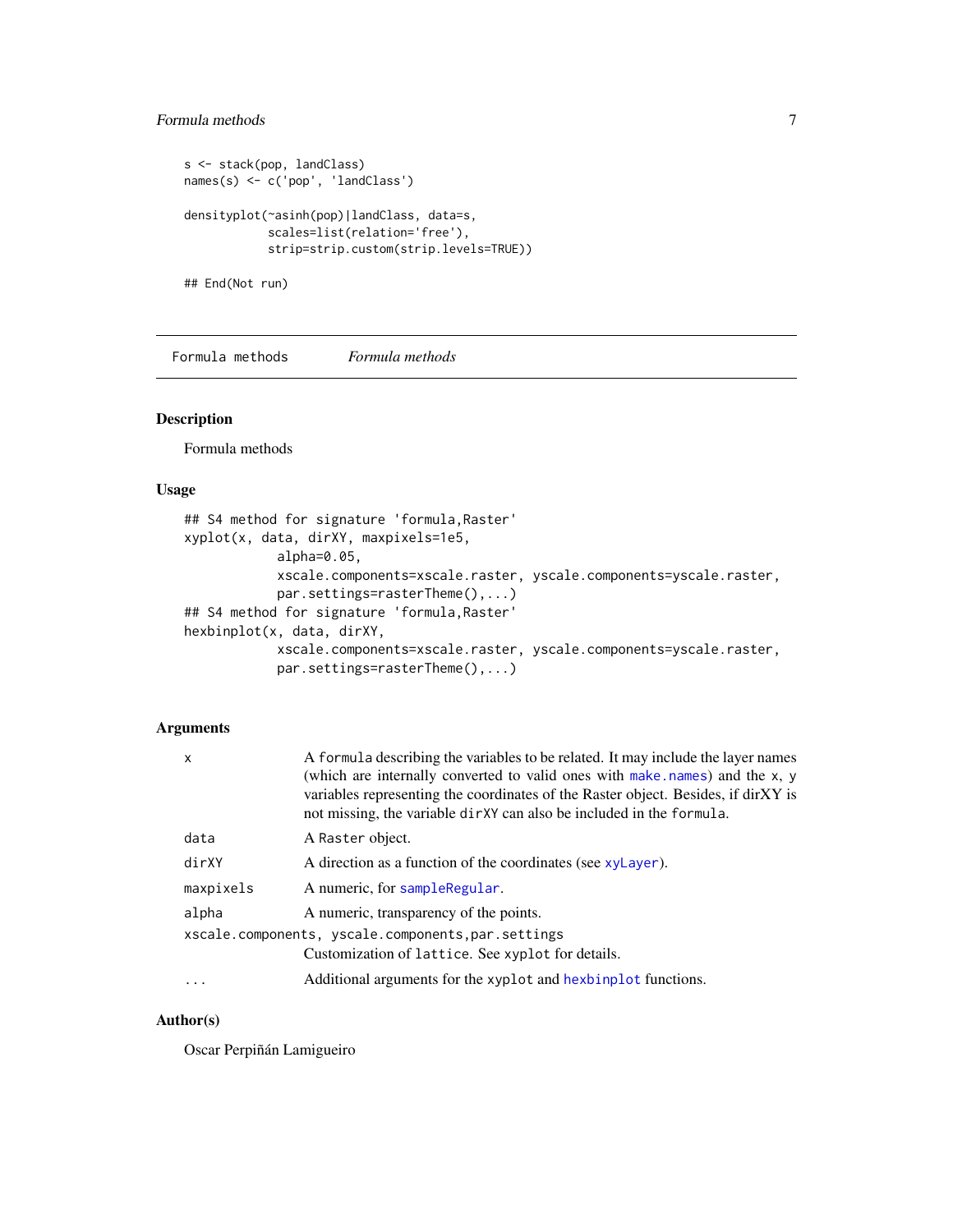```
s <- stack(pop, landClass)
names(s) <- c('pop', 'landClass')

densityplot(~asinh(pop)|landClass, data=s,
            scales=list(relation='free'),
            strip=strip.custom(strip.levels=TRUE))

## End(Not run)
```

---

`Formula methods` *Formula methods*

---

## Description

Formula methods

## Usage

```
## S4 method for signature 'formula,Raster'
xyplot(x, data, dirXY, maxpixels=1e5,
             alpha=0.05,
             xscale.components=xscale.raster, yscale.components=yscale.raster,
             par.settings=rasterTheme(),...)
## S4 method for signature 'formula,Raster'
hexbinplot(x, data, dirXY,
             xscale.components=xscale.raster, yscale.components=yscale.raster,
             par.settings=rasterTheme(),...)
```

## Arguments

| | |
|---|---|
| `x` | A `formula` describing the variables to be related. It may include the layer names (which are internally converted to valid ones with `make.names`) and the `x`, `y` variables representing the coordinates of the Raster object. Besides, if dirXY is not missing, the variable `dirXY` can also be included in the `formula`. |
| `data` | A `Raster` object. |
| `dirXY` | A direction as a function of the coordinates (see `xyLayer`). |
| `maxpixels` | A numeric, for `sampleRegular`. |
| `alpha` | A numeric, transparency of the points. |
| `xscale.components, yscale.components,par.settings` | Customization of `lattice`. See `xyplot` for details. |
| `...` | Additional arguments for the `xyplot` and `hexbinplot` functions. |

## Author(s)

Oscar Perpiñán Lamigueiro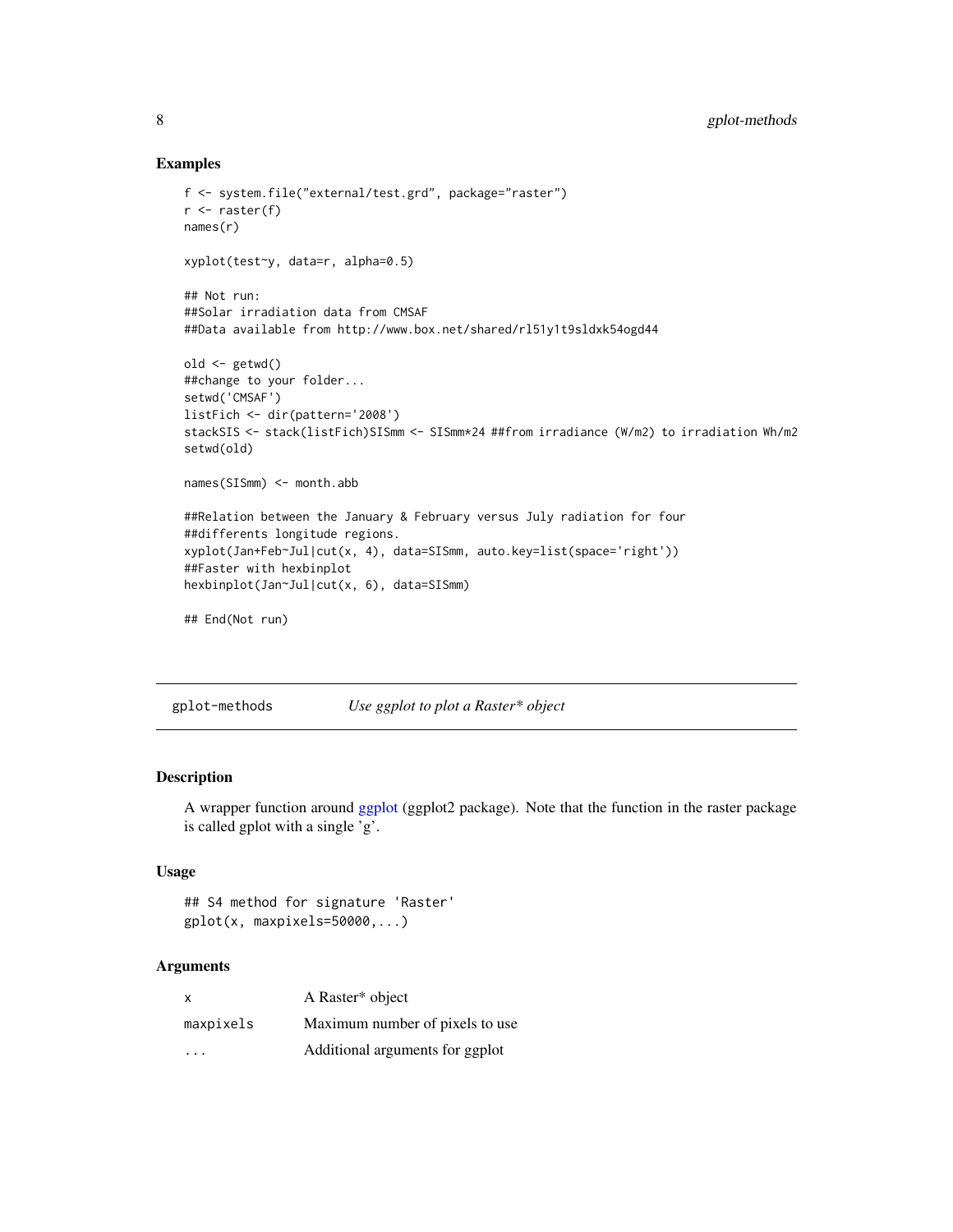## Examples

```
f <- system.file("external/test.grd", package="raster")
r <- raster(f)
names(r)

xyplot(test~y, data=r, alpha=0.5)

## Not run:
##Solar irradiation data from CMSAF
##Data available from http://www.box.net/shared/rl51y1t9sldxk54ogd44

old <- getwd()
##change to your folder...
setwd('CMSAF')
listFich <- dir(pattern='2008')
stackSIS <- stack(listFich)SISmm <- SISmm*24 ##from irradiance (W/m2) to irradiation Wh/m2
setwd(old)

names(SISmm) <- month.abb

##Relation between the January & February versus July radiation for four
##differents longitude regions.
xyplot(Jan+Feb~Jul|cut(x, 4), data=SISmm, auto.key=list(space='right'))
##Faster with hexbinplot
hexbinplot(Jan~Jul|cut(x, 6), data=SISmm)

## End(Not run)
```

---

## gplot-methods — *Use ggplot to plot a Raster* object*

### Description

A wrapper function around ggplot (ggplot2 package). Note that the function in the raster package is called gplot with a single 'g'.

### Usage

```
## S4 method for signature 'Raster'
gplot(x, maxpixels=50000,...)
```

### Arguments

| | |
|---|---|
| `x` | A Raster* object |
| `maxpixels` | Maximum number of pixels to use |
| `...` | Additional arguments for ggplot |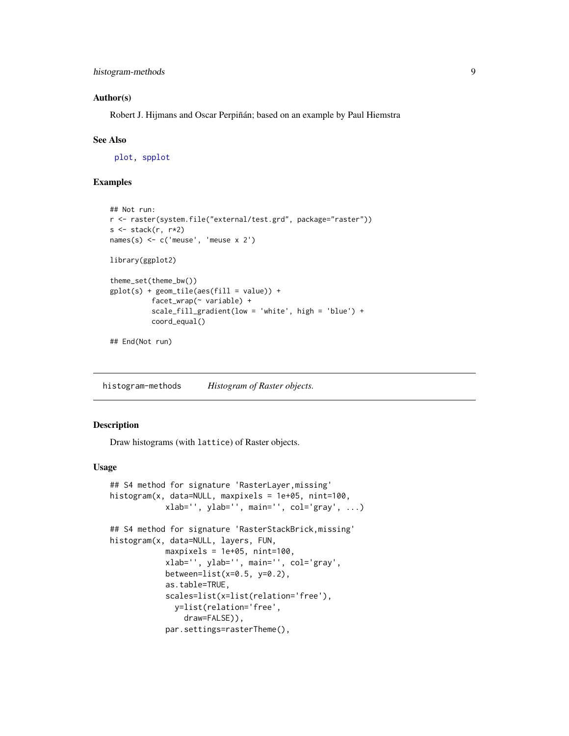### Author(s)

Robert J. Hijmans and Oscar Perpiñán; based on an example by Paul Hiemstra

### See Also

plot, spplot

### Examples

```
## Not run:
r <- raster(system.file("external/test.grd", package="raster"))
s <- stack(r, r*2)
names(s) <- c('meuse', 'meuse x 2')

library(ggplot2)

theme_set(theme_bw())
gplot(s) + geom_tile(aes(fill = value)) +
          facet_wrap(~ variable) +
          scale_fill_gradient(low = 'white', high = 'blue') +
          coord_equal()

## End(Not run)
```

---

## histogram-methods — *Histogram of Raster objects.*

### Description

Draw histograms (with lattice) of Raster objects.

### Usage

```
## S4 method for signature 'RasterLayer,missing'
histogram(x, data=NULL, maxpixels = 1e+05, nint=100,
            xlab='', ylab='', main='', col='gray', ...)

## S4 method for signature 'RasterStackBrick,missing'
histogram(x, data=NULL, layers, FUN,
            maxpixels = 1e+05, nint=100,
            xlab='', ylab='', main='', col='gray',
            between=list(x=0.5, y=0.2),
            as.table=TRUE,
            scales=list(x=list(relation='free'),
              y=list(relation='free',
                draw=FALSE)),
            par.settings=rasterTheme(),
```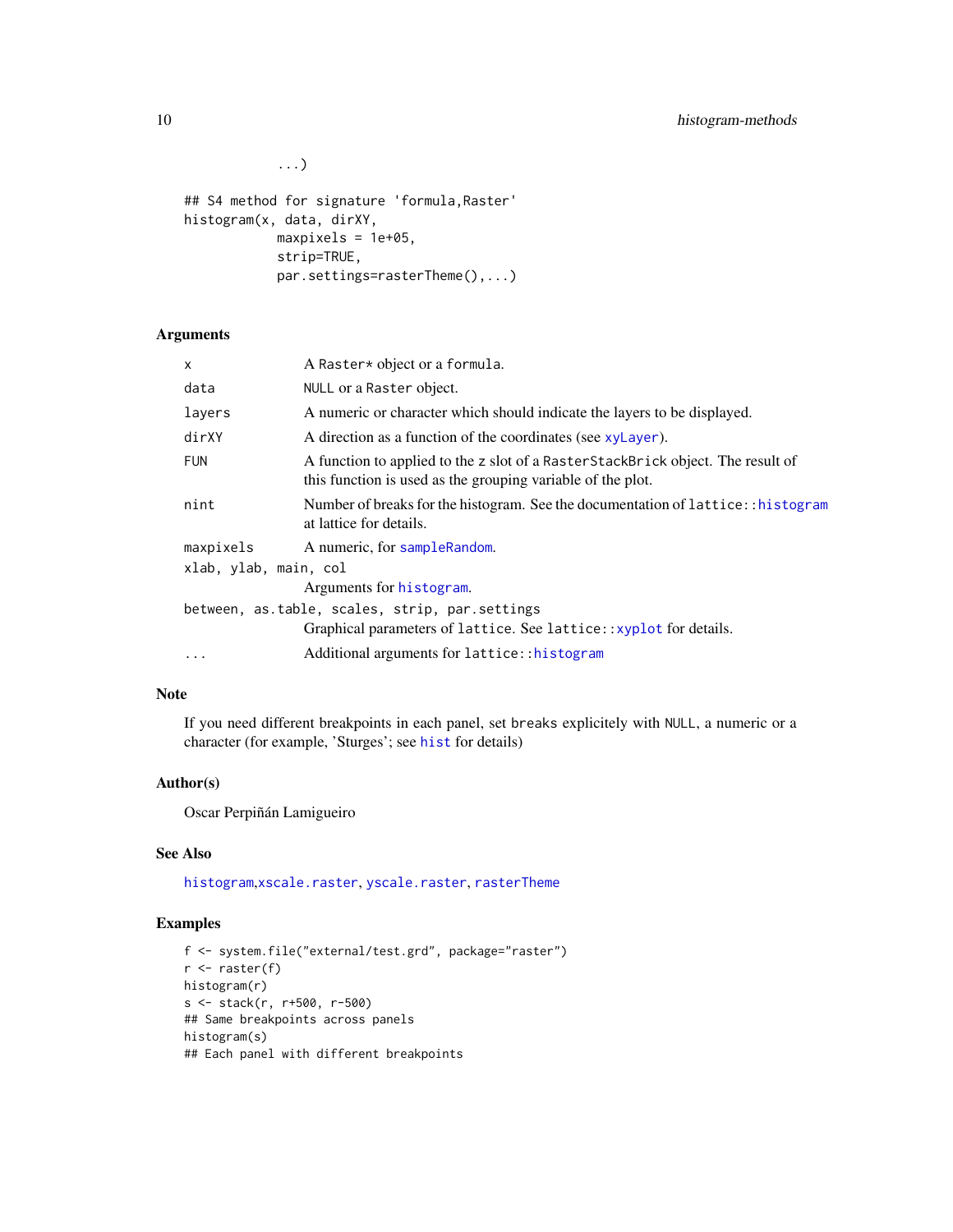```
          ...)

## S4 method for signature 'formula,Raster'
histogram(x, data, dirXY,
          maxpixels = 1e+05,
          strip=TRUE,
          par.settings=rasterTheme(),...)
```

### Arguments

| | |
|---|---|
| x | A Raster* object or a formula. |
| data | NULL or a Raster object. |
| layers | A numeric or character which should indicate the layers to be displayed. |
| dirXY | A direction as a function of the coordinates (see xyLayer). |
| FUN | A function to applied to the z slot of a RasterStackBrick object. The result of this function is used as the grouping variable of the plot. |
| nint | Number of breaks for the histogram. See the documentation of lattice::histogram at lattice for details. |
| maxpixels | A numeric, for sampleRandom. |
| xlab, ylab, main, col | Arguments for histogram. |
| between, as.table, scales, strip, par.settings | Graphical parameters of lattice. See lattice::xyplot for details. |
| ... | Additional arguments for lattice::histogram |

### Note

If you need different breakpoints in each panel, set breaks explicitely with NULL, a numeric or a character (for example, 'Sturges'; see hist for details)

### Author(s)

Oscar Perpiñán Lamigueiro

### See Also

histogram,xscale.raster, yscale.raster, rasterTheme

### Examples

```
f <- system.file("external/test.grd", package="raster")
r <- raster(f)
histogram(r)
s <- stack(r, r+500, r-500)
## Same breakpoints across panels
histogram(s)
## Each panel with different breakpoints
```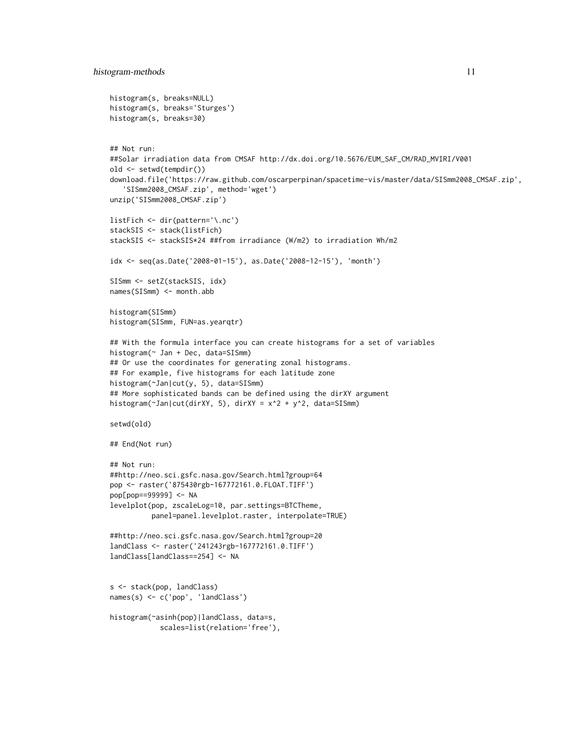```
histogram(s, breaks=NULL)
histogram(s, breaks='Sturges')
histogram(s, breaks=30)


## Not run:
##Solar irradiation data from CMSAF http://dx.doi.org/10.5676/EUM_SAF_CM/RAD_MVIRI/V001
old <- setwd(tempdir())
download.file('https://raw.github.com/oscarperpinan/spacetime-vis/master/data/SISmm2008_CMSAF.zip',
   'SISmm2008_CMSAF.zip', method='wget')
unzip('SISmm2008_CMSAF.zip')

listFich <- dir(pattern='\.nc')
stackSIS <- stack(listFich)
stackSIS <- stackSIS*24 ##from irradiance (W/m2) to irradiation Wh/m2

idx <- seq(as.Date('2008-01-15'), as.Date('2008-12-15'), 'month')

SISmm <- setZ(stackSIS, idx)
names(SISmm) <- month.abb

histogram(SISmm)
histogram(SISmm, FUN=as.yearqtr)

## With the formula interface you can create histograms for a set of variables
histogram(~ Jan + Dec, data=SISmm)
## Or use the coordinates for generating zonal histograms.
## For example, five histograms for each latitude zone
histogram(~Jan|cut(y, 5), data=SISmm)
## More sophisticated bands can be defined using the dirXY argument
histogram(~Jan|cut(dirXY, 5), dirXY = x^2 + y^2, data=SISmm)

setwd(old)

## End(Not run)

## Not run:
##http://neo.sci.gsfc.nasa.gov/Search.html?group=64
pop <- raster('875430rgb-167772161.0.FLOAT.TIFF')
pop[pop==99999] <- NA
levelplot(pop, zscaleLog=10, par.settings=BTCTheme,
          panel=panel.levelplot.raster, interpolate=TRUE)

##http://neo.sci.gsfc.nasa.gov/Search.html?group=20
landClass <- raster('241243rgb-167772161.0.TIFF')
landClass[landClass==254] <- NA


s <- stack(pop, landClass)
names(s) <- c('pop', 'landClass')

histogram(~asinh(pop)|landClass, data=s,
           scales=list(relation='free'),
```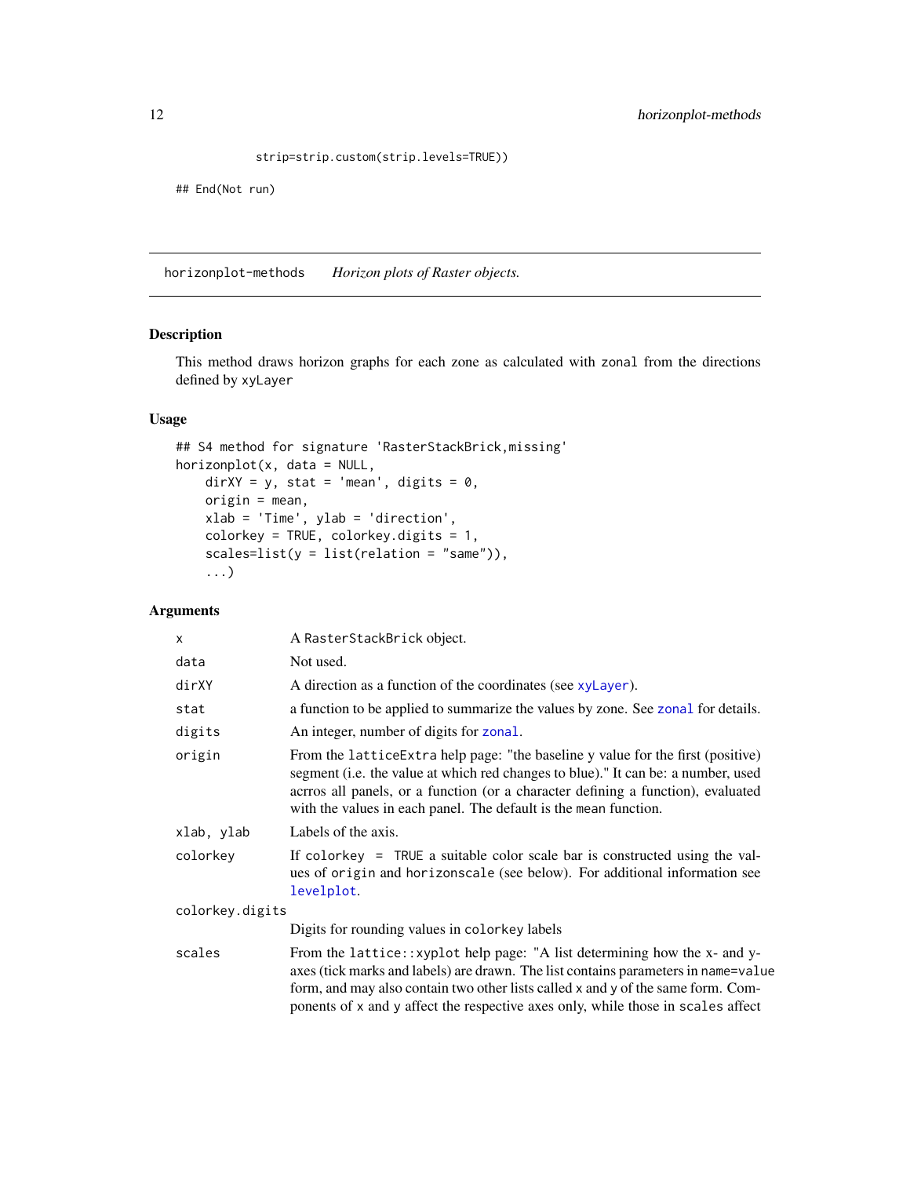```
            strip=strip.custom(strip.levels=TRUE))

## End(Not run)
```

---

horizonplot-methods    *Horizon plots of Raster objects.*

---

## Description

This method draws horizon graphs for each zone as calculated with `zonal` from the directions defined by `xyLayer`

## Usage

```
## S4 method for signature 'RasterStackBrick,missing'
horizonplot(x, data = NULL,
    dirXY = y, stat = 'mean', digits = 0,
    origin = mean,
    xlab = 'Time', ylab = 'direction',
    colorkey = TRUE, colorkey.digits = 1,
    scales=list(y = list(relation = "same")),
    ...)
```

## Arguments

| | |
|---|---|
| `x` | A `RasterStackBrick` object. |
| `data` | Not used. |
| `dirXY` | A direction as a function of the coordinates (see `xyLayer`). |
| `stat` | a function to be applied to summarize the values by zone. See `zonal` for details. |
| `digits` | An integer, number of digits for `zonal`. |
| `origin` | From the `latticeExtra` help page: "the baseline y value for the first (positive) segment (i.e. the value at which red changes to blue)." It can be: a number, used acrros all panels, or a function (or a character defining a function), evaluated with the values in each panel. The default is the `mean` function. |
| `xlab, ylab` | Labels of the axis. |
| `colorkey` | If `colorkey = TRUE` a suitable color scale bar is constructed using the values of `origin` and `horizonscale` (see below). For additional information see `levelplot`. |
| `colorkey.digits` | Digits for rounding values in `colorkey` labels |
| `scales` | From the `lattice::xyplot` help page: "A list determining how the x- and y-axes (tick marks and labels) are drawn. The list contains parameters in `name=value` form, and may also contain two other lists called `x` and `y` of the same form. Components of `x` and `y` affect the respective axes only, while those in `scales` affect |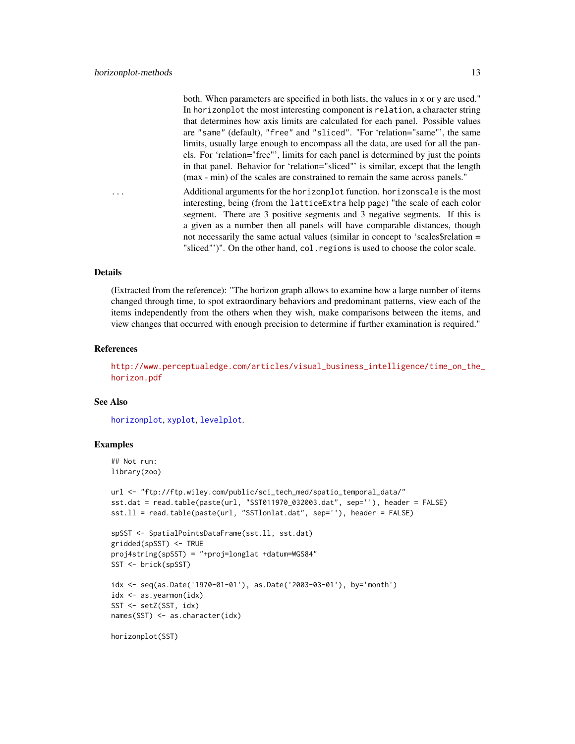both. When parameters are specified in both lists, the values in `x` or `y` are used." In `horizonplot` the most interesting component is `relation`, a character string that determines how axis limits are calculated for each panel. Possible values are `"same"` (default), `"free"` and `"sliced"`. "For 'relation="same"', the same limits, usually large enough to encompass all the data, are used for all the panels. For 'relation="free"', limits for each panel is determined by just the points in that panel. Behavior for 'relation="sliced"' is similar, except that the length (max - min) of the scales are constrained to remain the same across panels."

`...` Additional arguments for the `horizonplot` function. `horizonscale` is the most interesting, being (from the `latticeExtra` help page) "the scale of each color segment. There are 3 positive segments and 3 negative segments. If this is a given as a number then all panels will have comparable distances, though not necessarily the same actual values (similar in concept to 'scales$relation = "sliced"')". On the other hand, `col.regions` is used to choose the color scale.

## Details

(Extracted from the reference): "The horizon graph allows to examine how a large number of items changed through time, to spot extraordinary behaviors and predominant patterns, view each of the items independently from the others when they wish, make comparisons between the items, and view changes that occurred with enough precision to determine if further examination is required."

## References

http://www.perceptualedge.com/articles/visual_business_intelligence/time_on_the_horizon.pdf

## See Also

horizonplot, xyplot, levelplot.

## Examples

```
## Not run:
library(zoo)

url <- "ftp://ftp.wiley.com/public/sci_tech_med/spatio_temporal_data/"
sst.dat = read.table(paste(url, "SST011970_032003.dat", sep=''), header = FALSE)
sst.ll = read.table(paste(url, "SSTlonlat.dat", sep=''), header = FALSE)

spSST <- SpatialPointsDataFrame(sst.ll, sst.dat)
gridded(spSST) <- TRUE
proj4string(spSST) = "+proj=longlat +datum=WGS84"
SST <- brick(spSST)

idx <- seq(as.Date('1970-01-01'), as.Date('2003-03-01'), by='month')
idx <- as.yearmon(idx)
SST <- setZ(SST, idx)
names(SST) <- as.character(idx)

horizonplot(SST)
```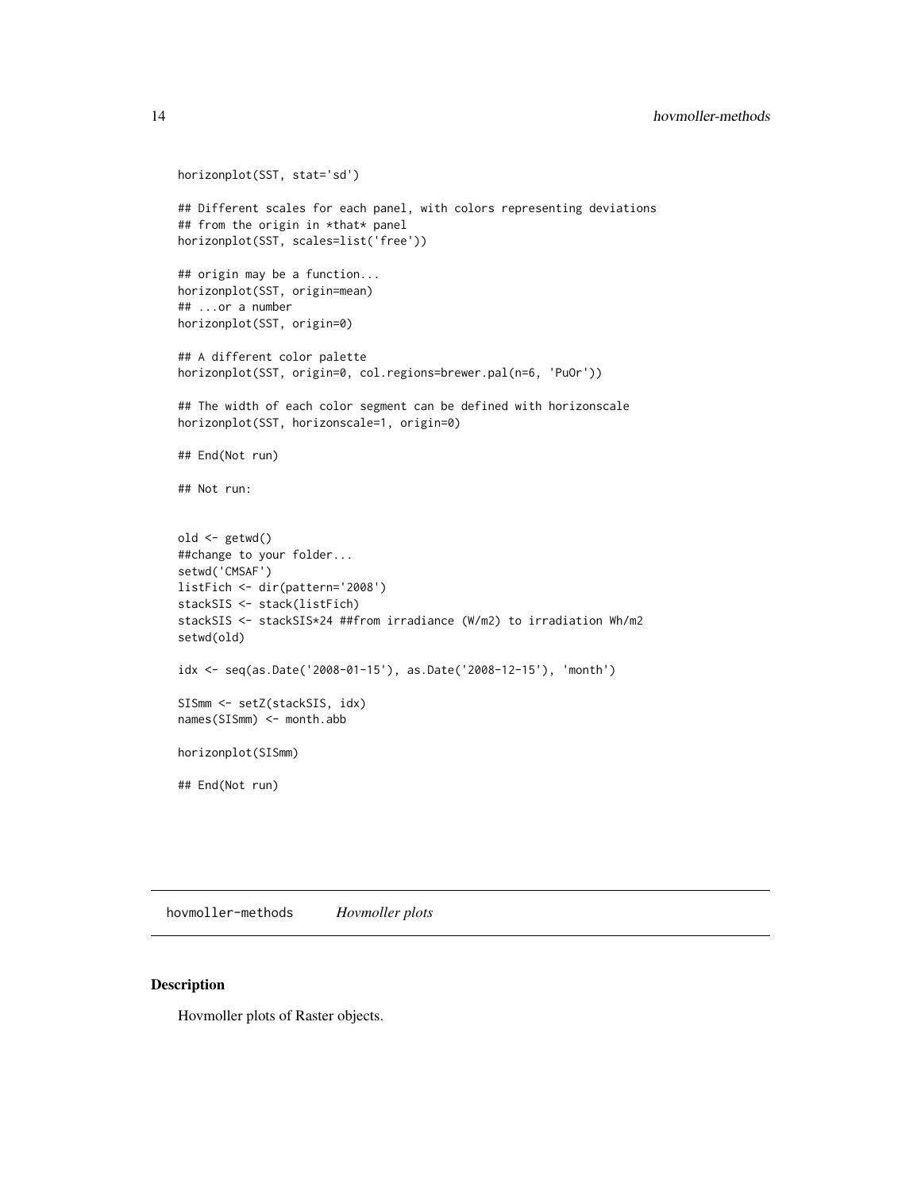```
horizonplot(SST, stat='sd')

## Different scales for each panel, with colors representing deviations
## from the origin in *that* panel
horizonplot(SST, scales=list('free'))

## origin may be a function...
horizonplot(SST, origin=mean)
## ...or a number
horizonplot(SST, origin=0)

## A different color palette
horizonplot(SST, origin=0, col.regions=brewer.pal(n=6, 'PuOr'))

## The width of each color segment can be defined with horizonscale
horizonplot(SST, horizonscale=1, origin=0)

## End(Not run)

## Not run:


old <- getwd()
##change to your folder...
setwd('CMSAF')
listFich <- dir(pattern='2008')
stackSIS <- stack(listFich)
stackSIS <- stackSIS*24 ##from irradiance (W/m2) to irradiation Wh/m2
setwd(old)

idx <- seq(as.Date('2008-01-15'), as.Date('2008-12-15'), 'month')

SISmm <- setZ(stackSIS, idx)
names(SISmm) <- month.abb

horizonplot(SISmm)

## End(Not run)
```

---

`hovmoller-methods` *Hovmoller plots*

---

## Description

Hovmoller plots of Raster objects.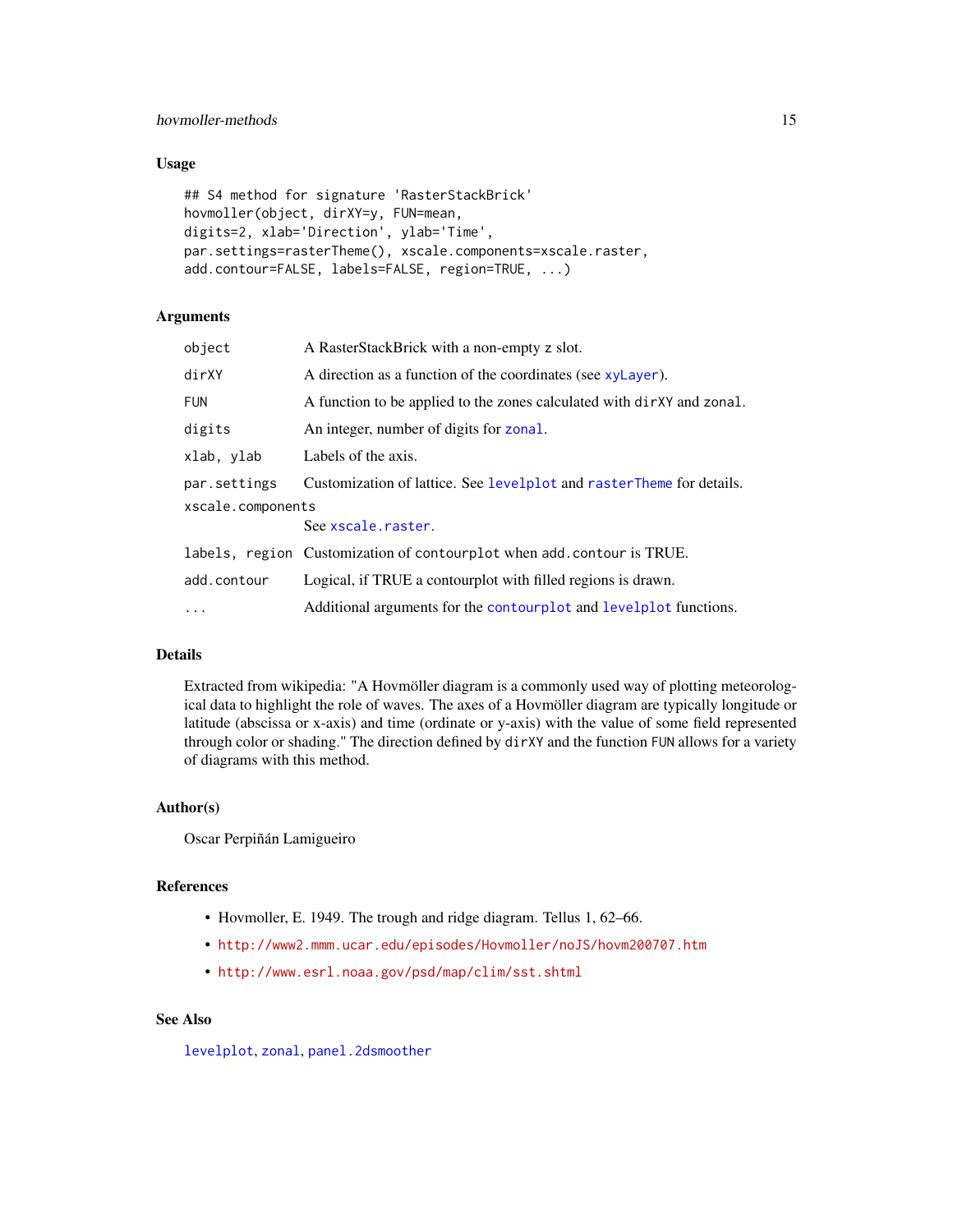## Usage

```
## S4 method for signature 'RasterStackBrick'
hovmoller(object, dirXY=y, FUN=mean,
digits=2, xlab='Direction', ylab='Time',
par.settings=rasterTheme(), xscale.components=xscale.raster,
add.contour=FALSE, labels=FALSE, region=TRUE, ...)
```

## Arguments

| | |
|---|---|
| `object` | A RasterStackBrick with a non-empty z slot. |
| `dirXY` | A direction as a function of the coordinates (see `xyLayer`). |
| `FUN` | A function to be applied to the zones calculated with `dirXY` and `zonal`. |
| `digits` | An integer, number of digits for `zonal`. |
| `xlab, ylab` | Labels of the axis. |
| `par.settings` | Customization of lattice. See `levelplot` and `rasterTheme` for details. |
| `xscale.components` | See `xscale.raster`. |
| `labels, region` | Customization of `contourplot` when `add.contour` is TRUE. |
| `add.contour` | Logical, if TRUE a contourplot with filled regions is drawn. |
| `...` | Additional arguments for the `contourplot` and `levelplot` functions. |

## Details

Extracted from wikipedia: "A Hovmöller diagram is a commonly used way of plotting meteorological data to highlight the role of waves. The axes of a Hovmöller diagram are typically longitude or latitude (abscissa or x-axis) and time (ordinate or y-axis) with the value of some field represented through color or shading." The direction defined by `dirXY` and the function `FUN` allows for a variety of diagrams with this method.

## Author(s)

Oscar Perpiñán Lamigueiro

## References

- Hovmoller, E. 1949. The trough and ridge diagram. Tellus 1, 62–66.
- http://www2.mmm.ucar.edu/episodes/Hovmoller/noJS/hovm200707.htm
- http://www.esrl.noaa.gov/psd/map/clim/sst.shtml

## See Also

`levelplot`, `zonal`, `panel.2dsmoother`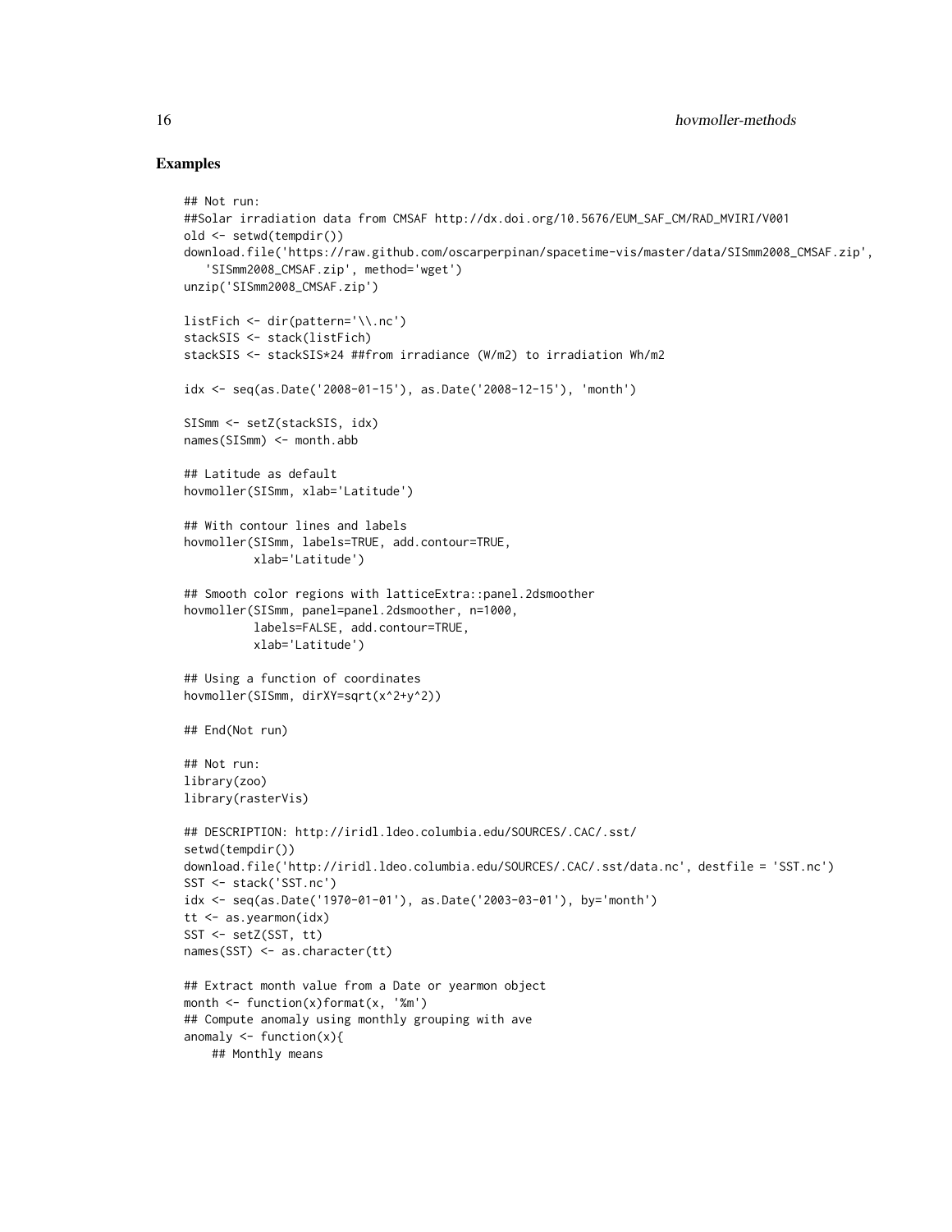## Examples

```
## Not run:
##Solar irradiation data from CMSAF http://dx.doi.org/10.5676/EUM_SAF_CM/RAD_MVIRI/V001
old <- setwd(tempdir())
download.file('https://raw.github.com/oscarperpinan/spacetime-vis/master/data/SISmm2008_CMSAF.zip',
   'SISmm2008_CMSAF.zip', method='wget')
unzip('SISmm2008_CMSAF.zip')

listFich <- dir(pattern='\\.nc')
stackSIS <- stack(listFich)
stackSIS <- stackSIS*24 ##from irradiance (W/m2) to irradiation Wh/m2

idx <- seq(as.Date('2008-01-15'), as.Date('2008-12-15'), 'month')

SISmm <- setZ(stackSIS, idx)
names(SISmm) <- month.abb

## Latitude as default
hovmoller(SISmm, xlab='Latitude')

## With contour lines and labels
hovmoller(SISmm, labels=TRUE, add.contour=TRUE,
          xlab='Latitude')

## Smooth color regions with latticeExtra::panel.2dsmoother
hovmoller(SISmm, panel=panel.2dsmoother, n=1000,
          labels=FALSE, add.contour=TRUE,
          xlab='Latitude')

## Using a function of coordinates
hovmoller(SISmm, dirXY=sqrt(x^2+y^2))

## End(Not run)

## Not run:
library(zoo)
library(rasterVis)

## DESCRIPTION: http://iridl.ldeo.columbia.edu/SOURCES/.CAC/.sst/
setwd(tempdir())
download.file('http://iridl.ldeo.columbia.edu/SOURCES/.CAC/.sst/data.nc', destfile = 'SST.nc')
SST <- stack('SST.nc')
idx <- seq(as.Date('1970-01-01'), as.Date('2003-03-01'), by='month')
tt <- as.yearmon(idx)
SST <- setZ(SST, tt)
names(SST) <- as.character(tt)

## Extract month value from a Date or yearmon object
month <- function(x)format(x, '%m')
## Compute anomaly using monthly grouping with ave
anomaly <- function(x){
    ## Monthly means
```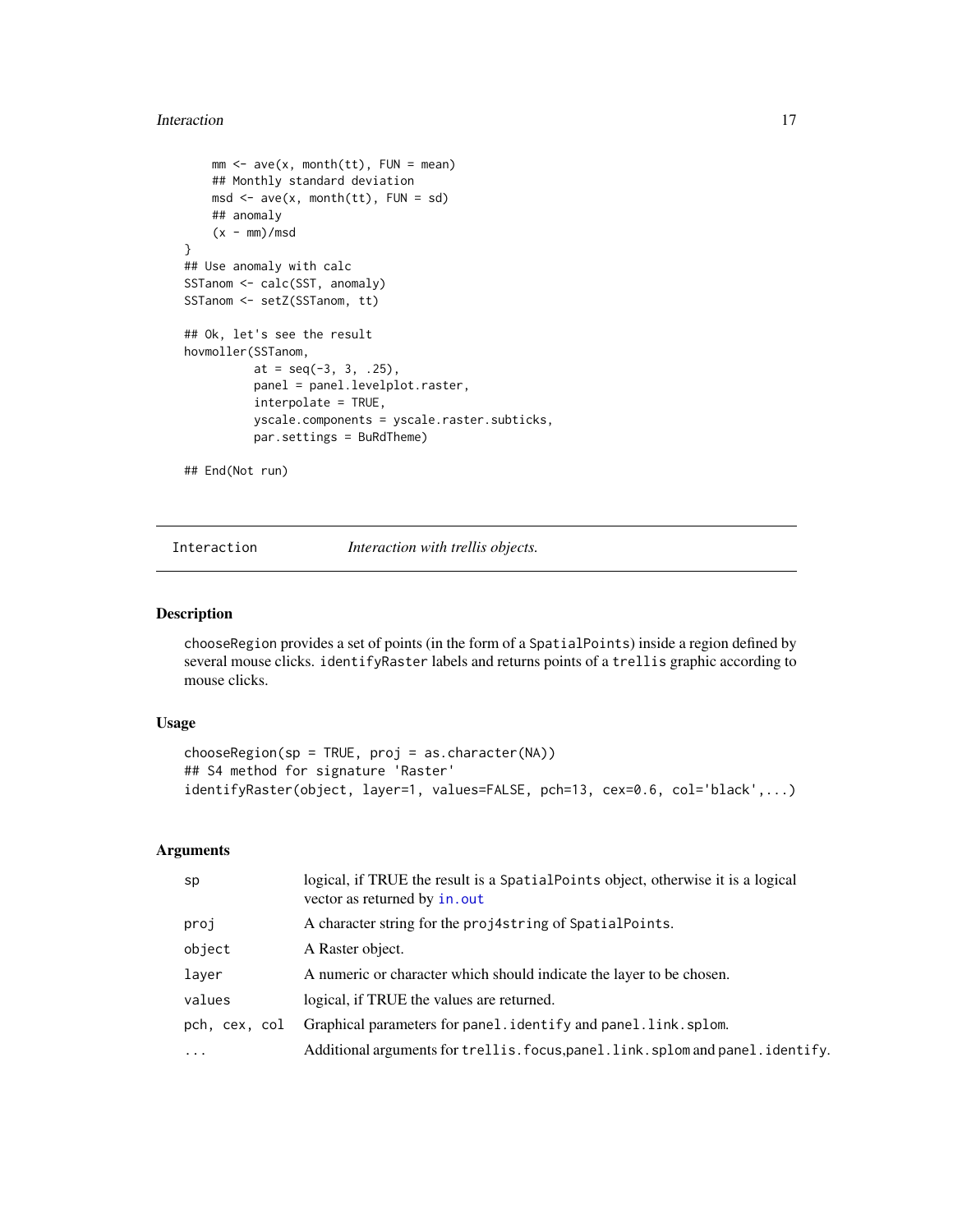```
    mm <- ave(x, month(tt), FUN = mean)
    ## Monthly standard deviation
    msd <- ave(x, month(tt), FUN = sd)
    ## anomaly
    (x - mm)/msd
}
## Use anomaly with calc
SSTanom <- calc(SST, anomaly)
SSTanom <- setZ(SSTanom, tt)

## Ok, let's see the result
hovmoller(SSTanom,
          at = seq(-3, 3, .25),
          panel = panel.levelplot.raster,
          interpolate = TRUE,
          yscale.components = yscale.raster.subticks,
          par.settings = BuRdTheme)

## End(Not run)
```

## Interaction — *Interaction with trellis objects.*

### Description

chooseRegion provides a set of points (in the form of a SpatialPoints) inside a region defined by several mouse clicks. identifyRaster labels and returns points of a trellis graphic according to mouse clicks.

### Usage

```
chooseRegion(sp = TRUE, proj = as.character(NA))
## S4 method for signature 'Raster'
identifyRaster(object, layer=1, values=FALSE, pch=13, cex=0.6, col='black',...)
```

### Arguments

| | |
|---|---|
| sp | logical, if TRUE the result is a SpatialPoints object, otherwise it is a logical vector as returned by in.out |
| proj | A character string for the proj4string of SpatialPoints. |
| object | A Raster object. |
| layer | A numeric or character which should indicate the layer to be chosen. |
| values | logical, if TRUE the values are returned. |
| pch, cex, col | Graphical parameters for panel.identify and panel.link.splom. |
| ... | Additional arguments for trellis.focus,panel.link.splom and panel.identify. |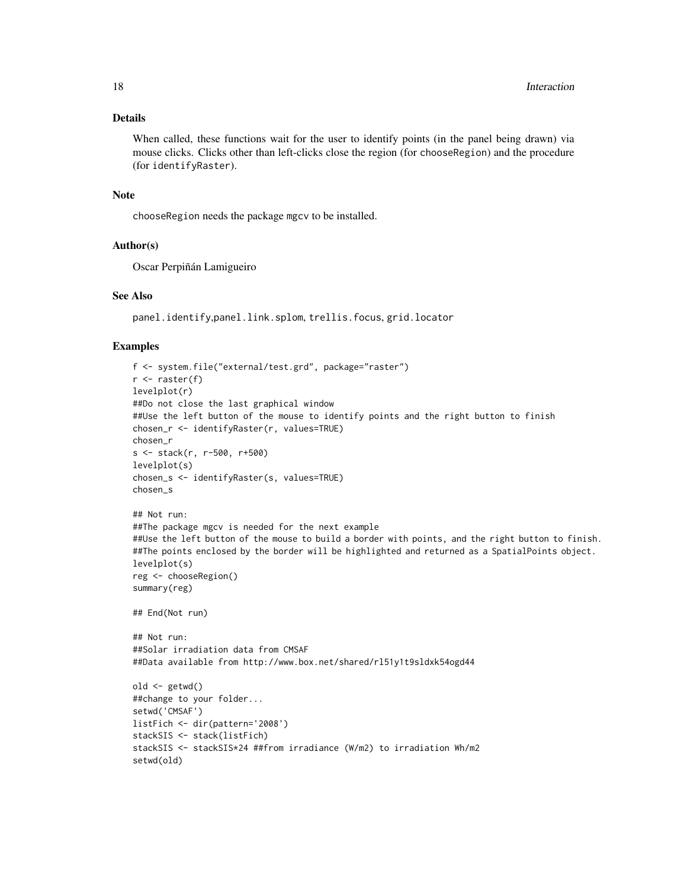### Details

When called, these functions wait for the user to identify points (in the panel being drawn) via mouse clicks. Clicks other than left-clicks close the region (for chooseRegion) and the procedure (for identifyRaster).

### Note

chooseRegion needs the package mgcv to be installed.

### Author(s)

Oscar Perpiñán Lamigueiro

### See Also

panel.identify,panel.link.splom, trellis.focus, grid.locator

### Examples

```
f <- system.file("external/test.grd", package="raster")
r <- raster(f)
levelplot(r)
##Do not close the last graphical window
##Use the left button of the mouse to identify points and the right button to finish
chosen_r <- identifyRaster(r, values=TRUE)
chosen_r
s <- stack(r, r-500, r+500)
levelplot(s)
chosen_s <- identifyRaster(s, values=TRUE)
chosen_s

## Not run:
##The package mgcv is needed for the next example
##Use the left button of the mouse to build a border with points, and the right button to finish.
##The points enclosed by the border will be highlighted and returned as a SpatialPoints object.
levelplot(s)
reg <- chooseRegion()
summary(reg)

## End(Not run)

## Not run:
##Solar irradiation data from CMSAF
##Data available from http://www.box.net/shared/rl51y1t9sldxk54ogd44

old <- getwd()
##change to your folder...
setwd('CMSAF')
listFich <- dir(pattern='2008')
stackSIS <- stack(listFich)
stackSIS <- stackSIS*24 ##from irradiance (W/m2) to irradiation Wh/m2
setwd(old)
```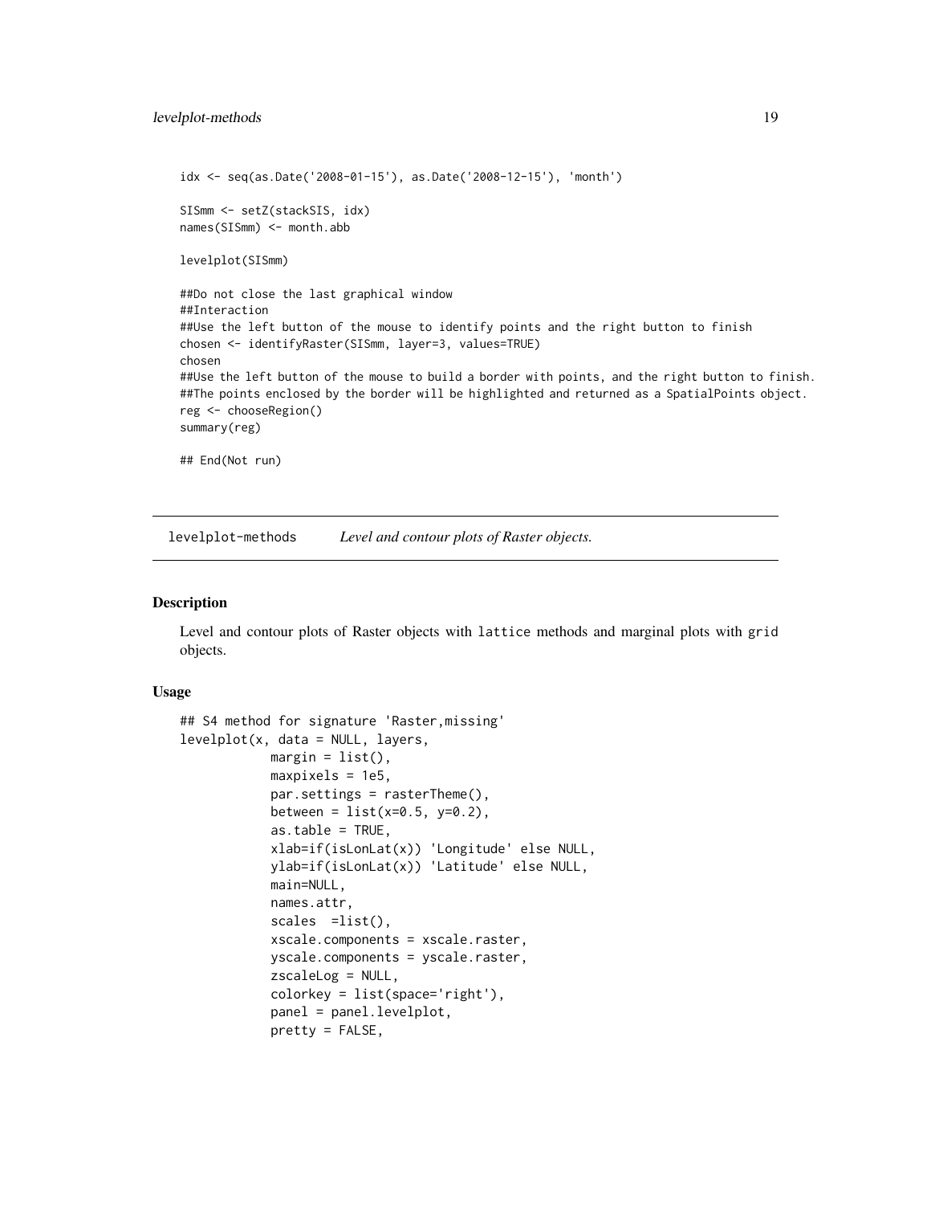```
idx <- seq(as.Date('2008-01-15'), as.Date('2008-12-15'), 'month')

SISmm <- setZ(stackSIS, idx)
names(SISmm) <- month.abb

levelplot(SISmm)

##Do not close the last graphical window
##Interaction
##Use the left button of the mouse to identify points and the right button to finish
chosen <- identifyRaster(SISmm, layer=3, values=TRUE)
chosen
##Use the left button of the mouse to build a border with points, and the right button to finish.
##The points enclosed by the border will be highlighted and returned as a SpatialPoints object.
reg <- chooseRegion()
summary(reg)

## End(Not run)
```

---

levelplot-methods *Level and contour plots of Raster objects.*

---

## Description

Level and contour plots of Raster objects with `lattice` methods and marginal plots with `grid` objects.

## Usage

```
## S4 method for signature 'Raster,missing'
levelplot(x, data = NULL, layers,
            margin = list(),
            maxpixels = 1e5,
            par.settings = rasterTheme(),
            between = list(x=0.5, y=0.2),
            as.table = TRUE,
            xlab=if(isLonLat(x)) 'Longitude' else NULL,
            ylab=if(isLonLat(x)) 'Latitude' else NULL,
            main=NULL,
            names.attr,
            scales  =list(),
            xscale.components = xscale.raster,
            yscale.components = yscale.raster,
            zscaleLog = NULL,
            colorkey = list(space='right'),
            panel = panel.levelplot,
            pretty = FALSE,
```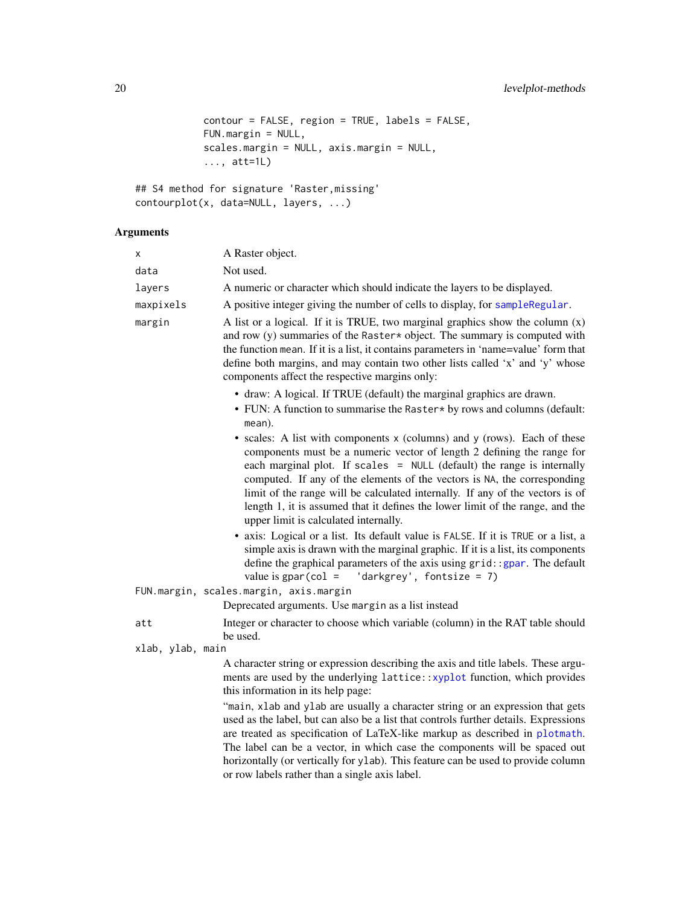```
            contour = FALSE, region = TRUE, labels = FALSE,
            FUN.margin = NULL,
            scales.margin = NULL, axis.margin = NULL,
            ..., att=1L)

## S4 method for signature 'Raster,missing'
contourplot(x, data=NULL, layers, ...)
```

## Arguments

`x` A Raster object.

`data` Not used.

`layers` A numeric or character which should indicate the layers to be displayed.

`maxpixels` A positive integer giving the number of cells to display, for `sampleRegular`.

`margin` A list or a logical. If it is TRUE, two marginal graphics show the column (x) and row (y) summaries of the `Raster*` object. The summary is computed with the function `mean`. If it is a list, it contains parameters in 'name=value' form that define both margins, and may contain two other lists called 'x' and 'y' whose components affect the respective margins only:

- draw: A logical. If TRUE (default) the marginal graphics are drawn.
- FUN: A function to summarise the `Raster*` by rows and columns (default: `mean`).
- scales: A list with components `x` (columns) and `y` (rows). Each of these components must be a numeric vector of length 2 defining the range for each marginal plot. If `scales = NULL` (default) the range is internally computed. If any of the elements of the vectors is `NA`, the corresponding limit of the range will be calculated internally. If any of the vectors is of length 1, it is assumed that it defines the lower limit of the range, and the upper limit is calculated internally.
- axis: Logical or a list. Its default value is `FALSE`. If it is `TRUE` or a list, a simple axis is drawn with the marginal graphic. If it is a list, its components define the graphical parameters of the axis using `grid::gpar`. The default value is `gpar(col = 'darkgrey', fontsize = 7)`

`FUN.margin, scales.margin, axis.margin`
Deprecated arguments. Use `margin` as a list instead

`att` Integer or character to choose which variable (column) in the RAT table should be used.

`xlab, ylab, main`
A character string or expression describing the axis and title labels. These arguments are used by the underlying `lattice::xyplot` function, which provides this information in its help page:

"`main`, `xlab` and `ylab` are usually a character string or an expression that gets used as the label, but can also be a list that controls further details. Expressions are treated as specification of LaTeX-like markup as described in `plotmath`. The label can be a vector, in which case the components will be spaced out horizontally (or vertically for `ylab`). This feature can be used to provide column or row labels rather than a single axis label.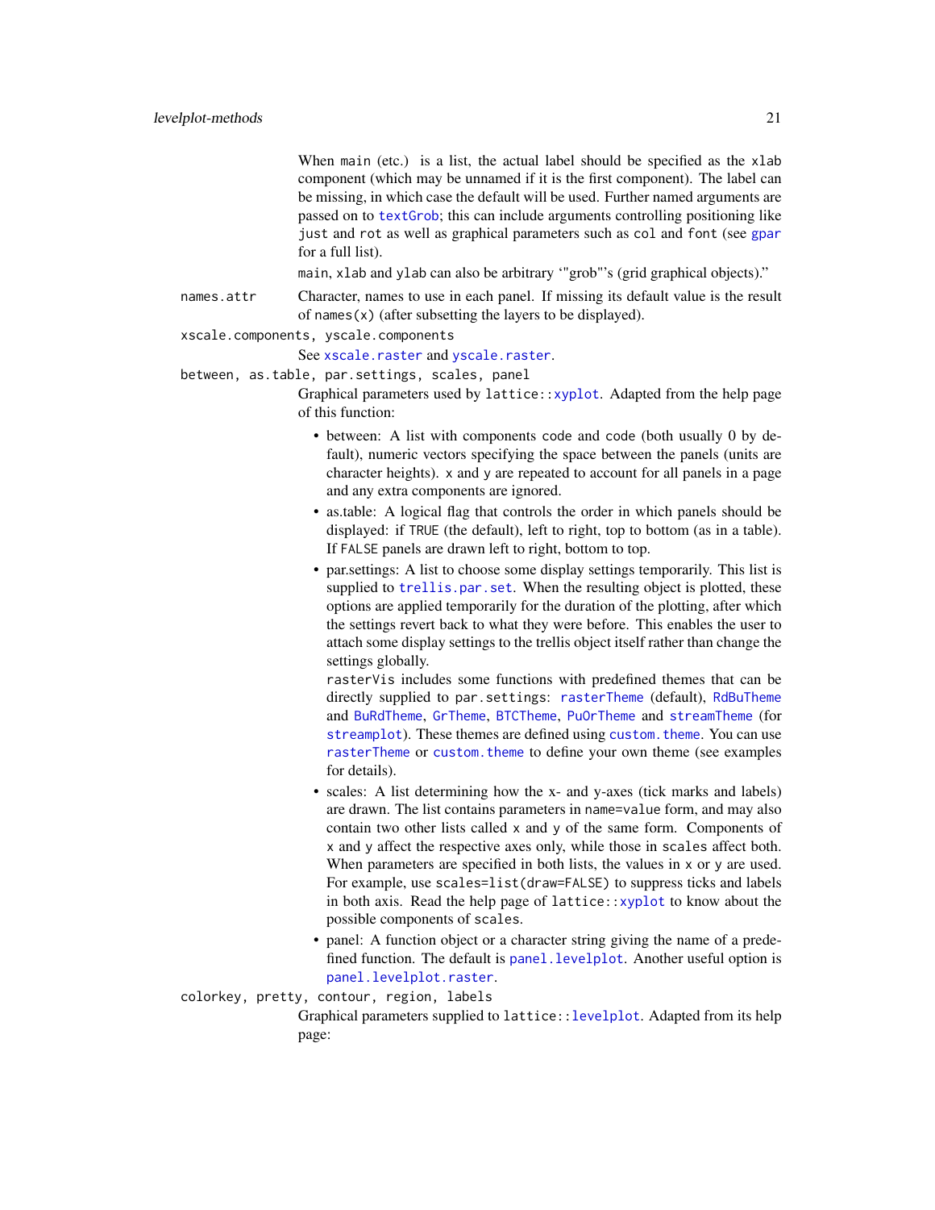When `main` (etc.) is a list, the actual label should be specified as the `xlab` component (which may be unnamed if it is the first component). The label can be missing, in which case the default will be used. Further named arguments are passed on to `textGrob`; this can include arguments controlling positioning like `just` and `rot` as well as graphical parameters such as `col` and `font` (see `gpar` for a full list).

`main`, `xlab` and `ylab` can also be arbitrary '"grob"'s (grid graphical objects)."

`names.attr`
: Character, names to use in each panel. If missing its default value is the result of `names(x)` (after subsetting the layers to be displayed).

`xscale.components, yscale.components`
: See `xscale.raster` and `yscale.raster`.

`between, as.table, par.settings, scales, panel`
: Graphical parameters used by `lattice::xyplot`. Adapted from the help page of this function:

- between: A list with components code and code (both usually 0 by default), numeric vectors specifying the space between the panels (units are character heights). `x` and `y` are repeated to account for all panels in a page and any extra components are ignored.
- as.table: A logical flag that controls the order in which panels should be displayed: if `TRUE` (the default), left to right, top to bottom (as in a table). If `FALSE` panels are drawn left to right, bottom to top.
- par.settings: A list to choose some display settings temporarily. This list is supplied to `trellis.par.set`. When the resulting object is plotted, these options are applied temporarily for the duration of the plotting, after which the settings revert back to what they were before. This enables the user to attach some display settings to the trellis object itself rather than change the settings globally.
  `rasterVis` includes some functions with predefined themes that can be directly supplied to `par.settings`: `rasterTheme` (default), `RdBuTheme` and `BuRdTheme`, `GrTheme`, `BTCTheme`, `PuOrTheme` and `streamTheme` (for `streamplot`). These themes are defined using `custom.theme`. You can use `rasterTheme` or `custom.theme` to define your own theme (see examples for details).
- scales: A list determining how the x- and y-axes (tick marks and labels) are drawn. The list contains parameters in `name=value` form, and may also contain two other lists called `x` and `y` of the same form. Components of `x` and `y` affect the respective axes only, while those in `scales` affect both. When parameters are specified in both lists, the values in `x` or `y` are used. For example, use `scales=list(draw=FALSE)` to suppress ticks and labels in both axis. Read the help page of `lattice::xyplot` to know about the possible components of `scales`.
- panel: A function object or a character string giving the name of a predefined function. The default is `panel.levelplot`. Another useful option is `panel.levelplot.raster`.

`colorkey, pretty, contour, region, labels`
: Graphical parameters supplied to `lattice::levelplot`. Adapted from its help page: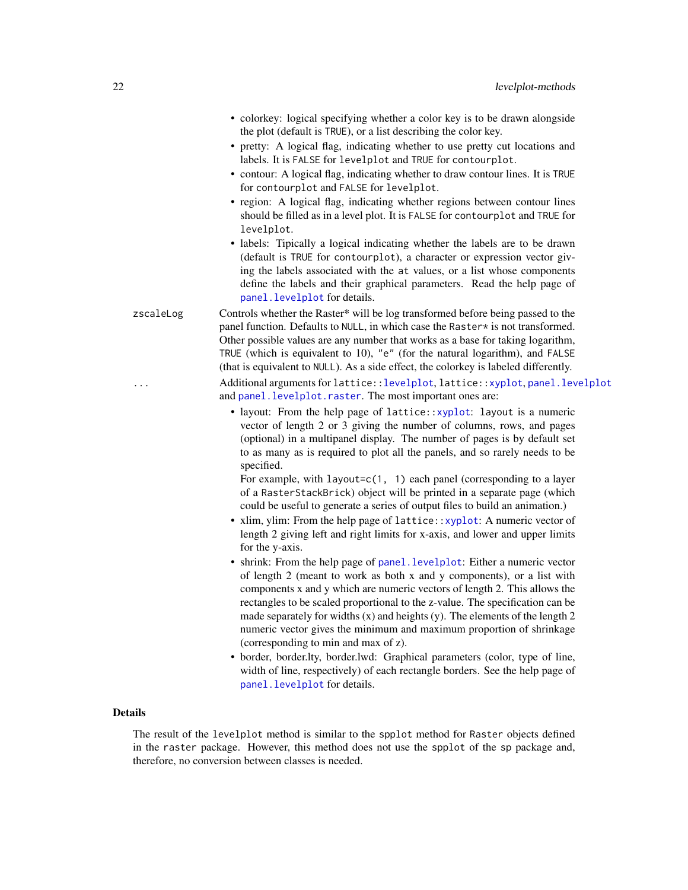- colorkey: logical specifying whether a color key is to be drawn alongside the plot (default is `TRUE`), or a list describing the color key.
- pretty: A logical flag, indicating whether to use pretty cut locations and labels. It is `FALSE` for `levelplot` and `TRUE` for `contourplot`.
- contour: A logical flag, indicating whether to draw contour lines. It is `TRUE` for `contourplot` and `FALSE` for `levelplot`.
- region: A logical flag, indicating whether regions between contour lines should be filled as in a level plot. It is `FALSE` for `contourplot` and `TRUE` for `levelplot`.
- labels: Tipically a logical indicating whether the labels are to be drawn (default is `TRUE` for `contourplot`), a character or expression vector giving the labels associated with the `at` values, or a list whose components define the labels and their graphical parameters. Read the help page of `panel.levelplot` for details.

`zscaleLog`
: Controls whether the Raster* will be log transformed before being passed to the panel function. Defaults to `NULL`, in which case the `Raster*` is not transformed. Other possible values are any number that works as a base for taking logarithm, `TRUE` (which is equivalent to 10), `"e"` (for the natural logarithm), and `FALSE` (that is equivalent to `NULL`). As a side effect, the colorkey is labeled differently.

`...`
: Additional arguments for `lattice::levelplot`, `lattice::xyplot`, `panel.levelplot` and `panel.levelplot.raster`. The most important ones are:

- layout: From the help page of `lattice::xyplot`: `layout` is a numeric vector of length 2 or 3 giving the number of columns, rows, and pages (optional) in a multipanel display. The number of pages is by default set to as many as is required to plot all the panels, and so rarely needs to be specified.
  For example, with `layout=c(1, 1)` each panel (corresponding to a layer of a `RasterStackBrick`) object will be printed in a separate page (which could be useful to generate a series of output files to build an animation.)
- xlim, ylim: From the help page of `lattice::xyplot`: A numeric vector of length 2 giving left and right limits for x-axis, and lower and upper limits for the y-axis.
- shrink: From the help page of `panel.levelplot`: Either a numeric vector of length 2 (meant to work as both x and y components), or a list with components x and y which are numeric vectors of length 2. This allows the rectangles to be scaled proportional to the z-value. The specification can be made separately for widths (x) and heights (y). The elements of the length 2 numeric vector gives the minimum and maximum proportion of shrinkage (corresponding to min and max of z).
- border, border.lty, border.lwd: Graphical parameters (color, type of line, width of line, respectively) of each rectangle borders. See the help page of `panel.levelplot` for details.

## Details

The result of the `levelplot` method is similar to the `spplot` method for `Raster` objects defined in the `raster` package. However, this method does not use the `spplot` of the `sp` package and, therefore, no conversion between classes is needed.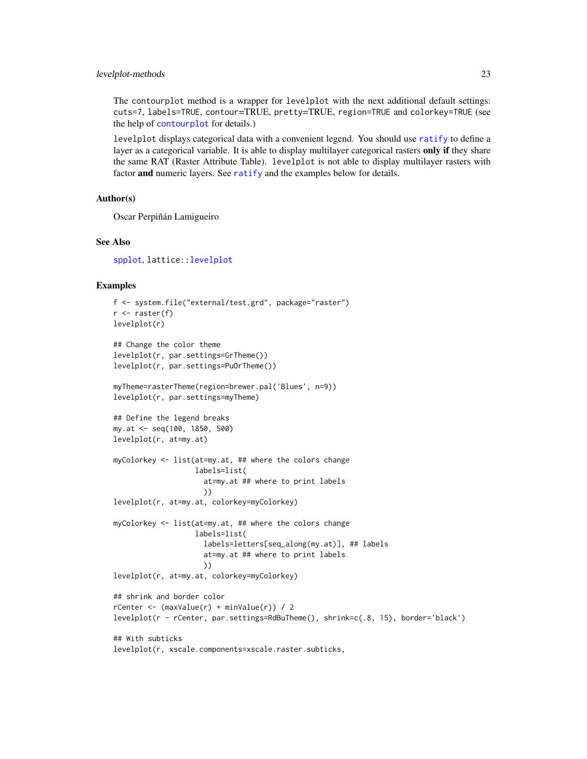The `contourplot` method is a wrapper for `levelplot` with the next additional default settings: `cuts=7`, `labels=TRUE`, `contour=TRUE`, `pretty=TRUE`, `region=TRUE` and `colorkey=TRUE` (see the help of `contourplot` for details.)

`levelplot` displays categorical data with a convenient legend. You should use `ratify` to define a layer as a categorical variable. It is able to display multilayer categorical rasters **only if** they share the same RAT (Raster Attribute Table). `levelplot` is not able to display multilayer rasters with factor **and** numeric layers. See `ratify` and the examples below for details.

### Author(s)

Oscar Perpiñán Lamigueiro

### See Also

`spplot`, `lattice::levelplot`

### Examples

```
f <- system.file("external/test.grd", package="raster")
r <- raster(f)
levelplot(r)

## Change the color theme
levelplot(r, par.settings=GrTheme())
levelplot(r, par.settings=PuOrTheme())

myTheme=rasterTheme(region=brewer.pal('Blues', n=9))
levelplot(r, par.settings=myTheme)

## Define the legend breaks
my.at <- seq(100, 1850, 500)
levelplot(r, at=my.at)

myColorkey <- list(at=my.at, ## where the colors change
                   labels=list(
                     at=my.at ## where to print labels
                     ))
levelplot(r, at=my.at, colorkey=myColorkey)

myColorkey <- list(at=my.at, ## where the colors change
                   labels=list(
                     labels=letters[seq_along(my.at)], ## labels
                     at=my.at ## where to print labels
                     ))
levelplot(r, at=my.at, colorkey=myColorkey)

## shrink and border color
rCenter <- (maxValue(r) + minValue(r)) / 2
levelplot(r - rCenter, par.settings=RdBuTheme(), shrink=c(.8, 15), border='black')

## With subticks
levelplot(r, xscale.components=xscale.raster.subticks,
```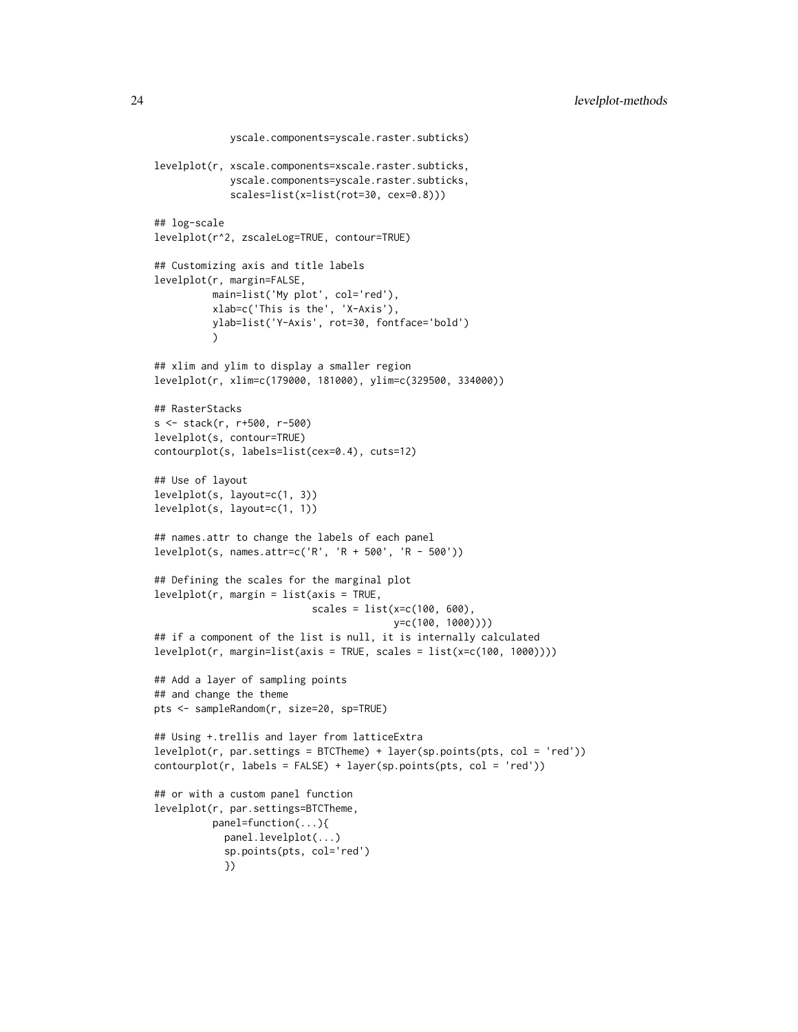```
             yscale.components=yscale.raster.subticks)

levelplot(r, xscale.components=xscale.raster.subticks,
             yscale.components=yscale.raster.subticks,
             scales=list(x=list(rot=30, cex=0.8)))

## log-scale
levelplot(r^2, zscaleLog=TRUE, contour=TRUE)

## Customizing axis and title labels
levelplot(r, margin=FALSE,
          main=list('My plot', col='red'),
          xlab=c('This is the', 'X-Axis'),
          ylab=list('Y-Axis', rot=30, fontface='bold')
          )

## xlim and ylim to display a smaller region
levelplot(r, xlim=c(179000, 181000), ylim=c(329500, 334000))

## RasterStacks
s <- stack(r, r+500, r-500)
levelplot(s, contour=TRUE)
contourplot(s, labels=list(cex=0.4), cuts=12)

## Use of layout
levelplot(s, layout=c(1, 3))
levelplot(s, layout=c(1, 1))

## names.attr to change the labels of each panel
levelplot(s, names.attr=c('R', 'R + 500', 'R - 500'))

## Defining the scales for the marginal plot
levelplot(r, margin = list(axis = TRUE,
                           scales = list(x=c(100, 600),
                                         y=c(100, 1000))))
## if a component of the list is null, it is internally calculated
levelplot(r, margin=list(axis = TRUE, scales = list(x=c(100, 1000))))

## Add a layer of sampling points
## and change the theme
pts <- sampleRandom(r, size=20, sp=TRUE)

## Using +.trellis and layer from latticeExtra
levelplot(r, par.settings = BTCTheme) + layer(sp.points(pts, col = 'red'))
contourplot(r, labels = FALSE) + layer(sp.points(pts, col = 'red'))

## or with a custom panel function
levelplot(r, par.settings=BTCTheme,
          panel=function(...){
            panel.levelplot(...)
            sp.points(pts, col='red')
            })
```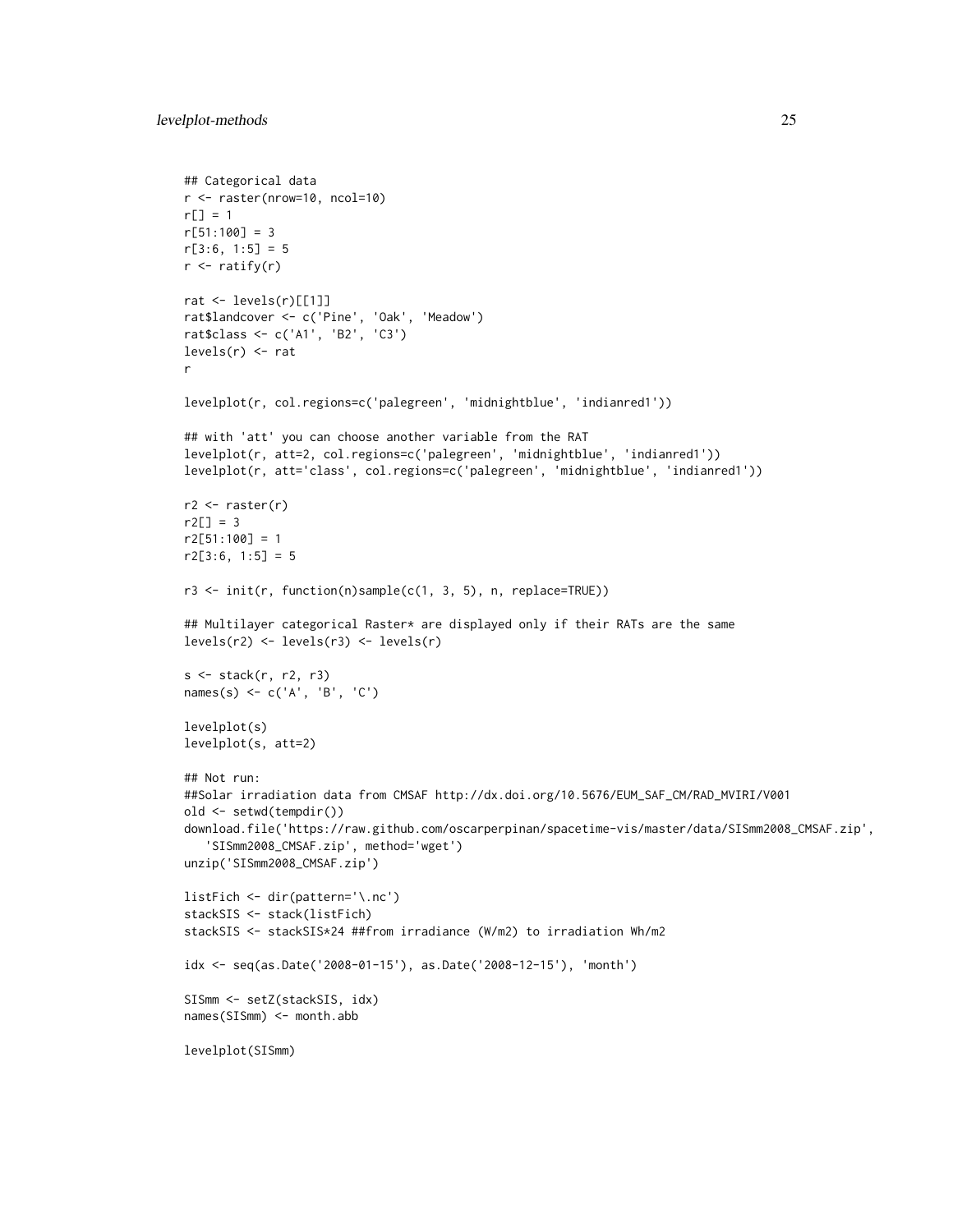```
## Categorical data
r <- raster(nrow=10, ncol=10)
r[] = 1
r[51:100] = 3
r[3:6, 1:5] = 5
r <- ratify(r)

rat <- levels(r)[[1]]
rat$landcover <- c('Pine', 'Oak', 'Meadow')
rat$class <- c('A1', 'B2', 'C3')
levels(r) <- rat
r

levelplot(r, col.regions=c('palegreen', 'midnightblue', 'indianred1'))

## with 'att' you can choose another variable from the RAT
levelplot(r, att=2, col.regions=c('palegreen', 'midnightblue', 'indianred1'))
levelplot(r, att='class', col.regions=c('palegreen', 'midnightblue', 'indianred1'))

r2 <- raster(r)
r2[] = 3
r2[51:100] = 1
r2[3:6, 1:5] = 5

r3 <- init(r, function(n)sample(c(1, 3, 5), n, replace=TRUE))

## Multilayer categorical Raster* are displayed only if their RATs are the same
levels(r2) <- levels(r3) <- levels(r)

s <- stack(r, r2, r3)
names(s) <- c('A', 'B', 'C')

levelplot(s)
levelplot(s, att=2)

## Not run:
##Solar irradiation data from CMSAF http://dx.doi.org/10.5676/EUM_SAF_CM/RAD_MVIRI/V001
old <- setwd(tempdir())
download.file('https://raw.github.com/oscarperpinan/spacetime-vis/master/data/SISmm2008_CMSAF.zip',
   'SISmm2008_CMSAF.zip', method='wget')
unzip('SISmm2008_CMSAF.zip')

listFich <- dir(pattern='\.nc')
stackSIS <- stack(listFich)
stackSIS <- stackSIS*24 ##from irradiance (W/m2) to irradiation Wh/m2

idx <- seq(as.Date('2008-01-15'), as.Date('2008-12-15'), 'month')

SISmm <- setZ(stackSIS, idx)
names(SISmm) <- month.abb

levelplot(SISmm)
```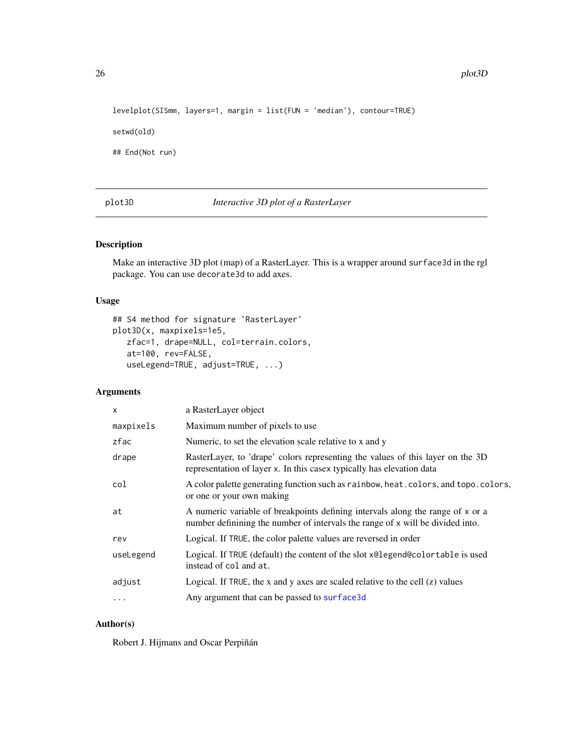```
levelplot(SISmm, layers=1, margin = list(FUN = 'median'), contour=TRUE)

setwd(old)

## End(Not run)
```

---

## plot3D — *Interactive 3D plot of a RasterLayer*

### Description

Make an interactive 3D plot (map) of a RasterLayer. This is a wrapper around `surface3d` in the rgl package. You can use `decorate3d` to add axes.

### Usage

```
## S4 method for signature 'RasterLayer'
plot3D(x, maxpixels=1e5,
   zfac=1, drape=NULL, col=terrain.colors,
   at=100, rev=FALSE,
   useLegend=TRUE, adjust=TRUE, ...)
```

### Arguments

| | |
|---|---|
| `x` | a RasterLayer object |
| `maxpixels` | Maximum number of pixels to use |
| `zfac` | Numeric, to set the elevation scale relative to x and y |
| `drape` | RasterLayer, to 'drape' colors representing the values of this layer on the 3D representation of layer `x`. In this casex typically has elevation data |
| `col` | A color palette generating function such as `rainbow`, `heat.colors`, and `topo.colors`, or one or your own making |
| `at` | A numeric variable of breakpoints defining intervals along the range of `x` or a number definining the number of intervals the range of `x` will be divided into. |
| `rev` | Logical. If `TRUE`, the color palette values are reversed in order |
| `useLegend` | Logical. If `TRUE` (default) the content of the slot `x@legend@colortable` is used instead of `col` and `at`. |
| `adjust` | Logical. If `TRUE`, the x and y axes are scaled relative to the cell (z) values |
| `...` | Any argument that can be passed to `surface3d` |

### Author(s)

Robert J. Hijmans and Oscar Perpiñán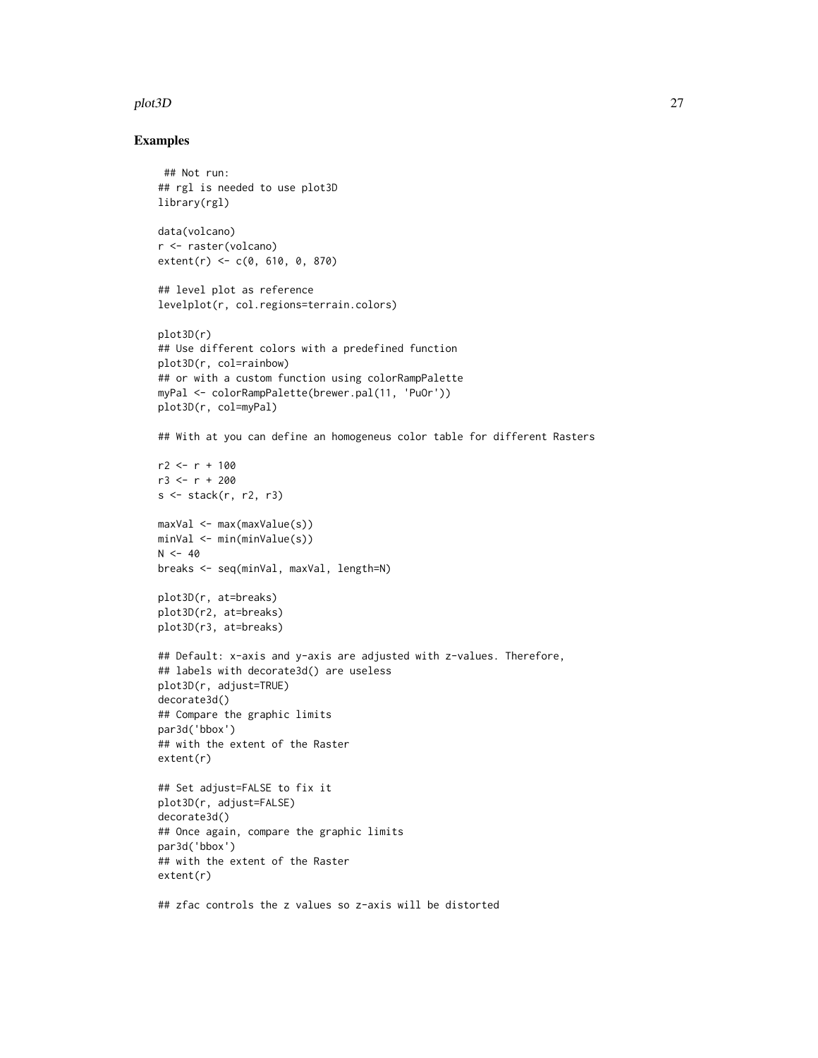## Examples

```
 ## Not run:
## rgl is needed to use plot3D
library(rgl)

data(volcano)
r <- raster(volcano)
extent(r) <- c(0, 610, 0, 870)

## level plot as reference
levelplot(r, col.regions=terrain.colors)

plot3D(r)
## Use different colors with a predefined function
plot3D(r, col=rainbow)
## or with a custom function using colorRampPalette
myPal <- colorRampPalette(brewer.pal(11, 'PuOr'))
plot3D(r, col=myPal)

## With at you can define an homogeneus color table for different Rasters

r2 <- r + 100
r3 <- r + 200
s <- stack(r, r2, r3)

maxVal <- max(maxValue(s))
minVal <- min(minValue(s))
N <- 40
breaks <- seq(minVal, maxVal, length=N)

plot3D(r, at=breaks)
plot3D(r2, at=breaks)
plot3D(r3, at=breaks)

## Default: x-axis and y-axis are adjusted with z-values. Therefore,
## labels with decorate3d() are useless
plot3D(r, adjust=TRUE)
decorate3d()
## Compare the graphic limits
par3d('bbox')
## with the extent of the Raster
extent(r)

## Set adjust=FALSE to fix it
plot3D(r, adjust=FALSE)
decorate3d()
## Once again, compare the graphic limits
par3d('bbox')
## with the extent of the Raster
extent(r)

## zfac controls the z values so z-axis will be distorted
```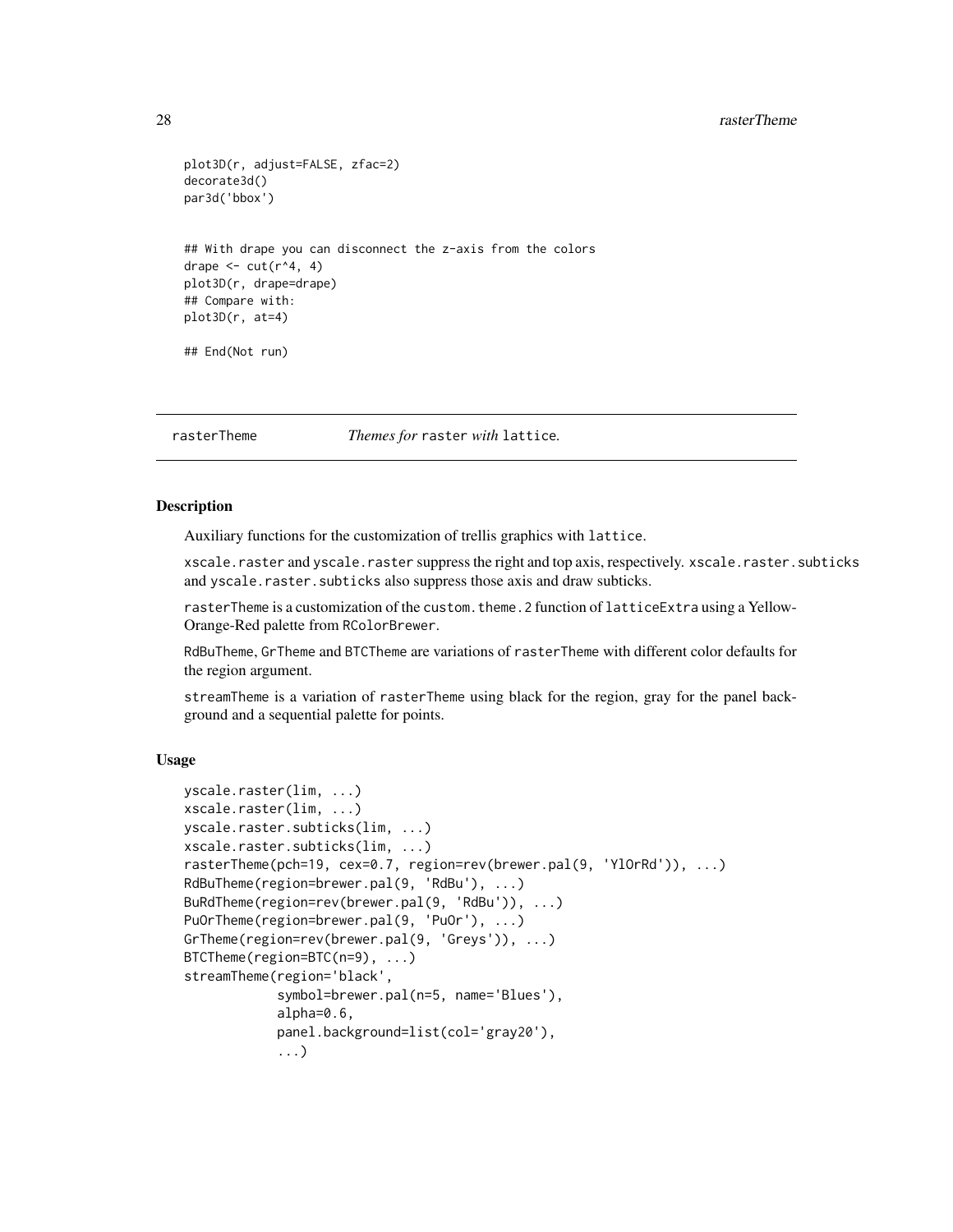```
plot3D(r, adjust=FALSE, zfac=2)
decorate3d()
par3d('bbox')


## With drape you can disconnect the z-axis from the colors
drape <- cut(r^4, 4)
plot3D(r, drape=drape)
## Compare with:
plot3D(r, at=4)

## End(Not run)
```

---

rasterTheme          *Themes for* `raster` *with* `lattice`*.*

---

## Description

Auxiliary functions for the customization of trellis graphics with `lattice`.

`xscale.raster` and `yscale.raster` suppress the right and top axis, respectively. `xscale.raster.subticks` and `yscale.raster.subticks` also suppress those axis and draw subticks.

`rasterTheme` is a customization of the `custom.theme.2` function of `latticeExtra` using a Yellow-Orange-Red palette from `RColorBrewer`.

`RdBuTheme`, `GrTheme` and `BTCTheme` are variations of `rasterTheme` with different color defaults for the region argument.

`streamTheme` is a variation of `rasterTheme` using black for the region, gray for the panel background and a sequential palette for points.

## Usage

```
yscale.raster(lim, ...)
xscale.raster(lim, ...)
yscale.raster.subticks(lim, ...)
xscale.raster.subticks(lim, ...)
rasterTheme(pch=19, cex=0.7, region=rev(brewer.pal(9, 'YlOrRd')), ...)
RdBuTheme(region=brewer.pal(9, 'RdBu'), ...)
BuRdTheme(region=rev(brewer.pal(9, 'RdBu')), ...)
PuOrTheme(region=brewer.pal(9, 'PuOr'), ...)
GrTheme(region=rev(brewer.pal(9, 'Greys')), ...)
BTCTheme(region=BTC(n=9), ...)
streamTheme(region='black',
            symbol=brewer.pal(n=5, name='Blues'),
            alpha=0.6,
            panel.background=list(col='gray20'),
            ...)
```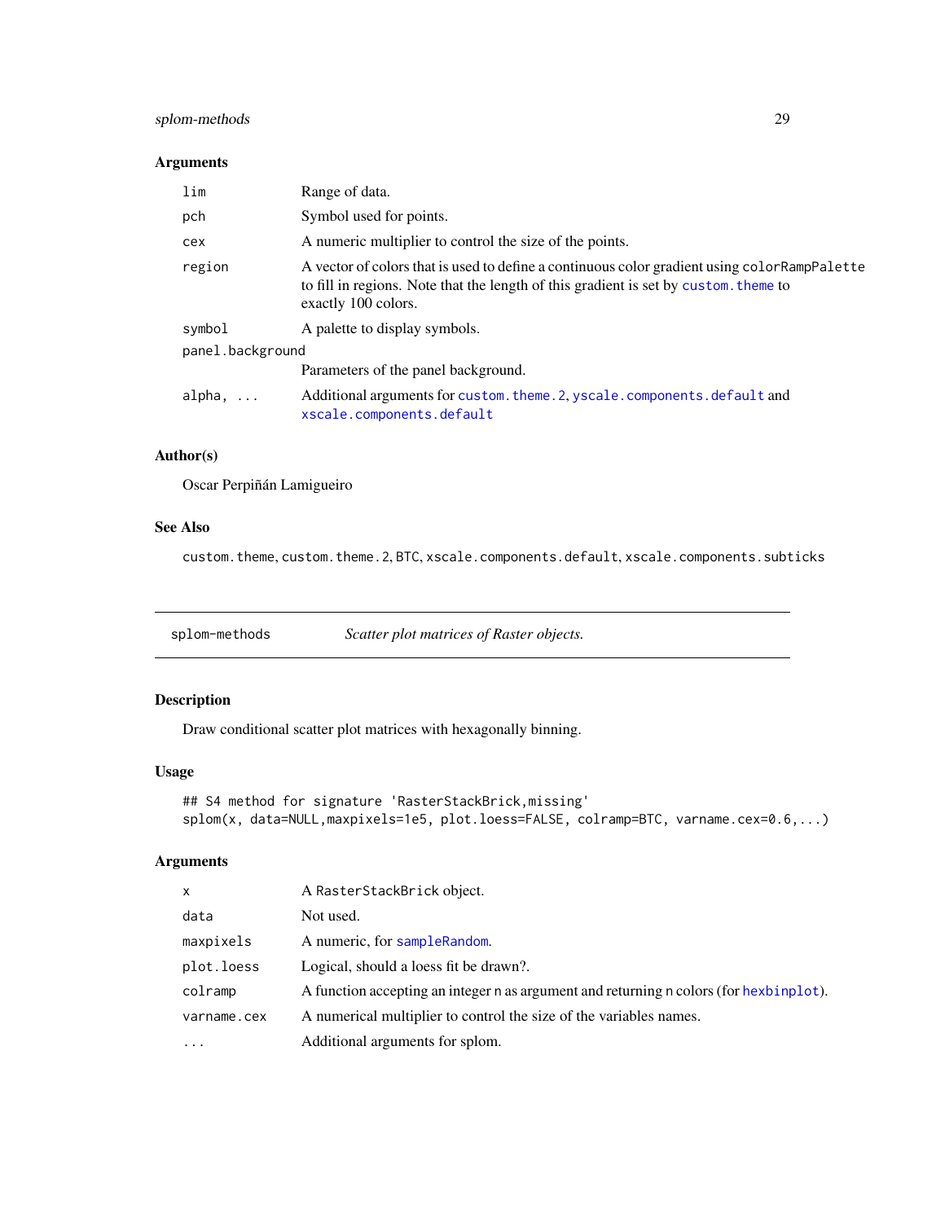### Arguments

| | |
|---|---|
| `lim` | Range of data. |
| `pch` | Symbol used for points. |
| `cex` | A numeric multiplier to control the size of the points. |
| `region` | A vector of colors that is used to define a continuous color gradient using `colorRampPalette` to fill in regions. Note that the length of this gradient is set by `custom.theme` to exactly 100 colors. |
| `symbol` | A palette to display symbols. |
| `panel.background` | Parameters of the panel background. |
| `alpha, ...` | Additional arguments for `custom.theme.2`, `yscale.components.default` and `xscale.components.default` |

### Author(s)

Oscar Perpiñán Lamigueiro

### See Also

`custom.theme`, `custom.theme.2`, `BTC`, `xscale.components.default`, `xscale.components.subticks`

---

## splom-methods — *Scatter plot matrices of Raster objects.*

### Description

Draw conditional scatter plot matrices with hexagonally binning.

### Usage

```
## S4 method for signature 'RasterStackBrick,missing'
splom(x, data=NULL,maxpixels=1e5, plot.loess=FALSE, colramp=BTC, varname.cex=0.6,...)
```

### Arguments

| | |
|---|---|
| `x` | A `RasterStackBrick` object. |
| `data` | Not used. |
| `maxpixels` | A numeric, for `sampleRandom`. |
| `plot.loess` | Logical, should a loess fit be drawn?. |
| `colramp` | A function accepting an integer `n` as argument and returning `n` colors (for `hexbinplot`). |
| `varname.cex` | A numerical multiplier to control the size of the variables names. |
| `...` | Additional arguments for splom. |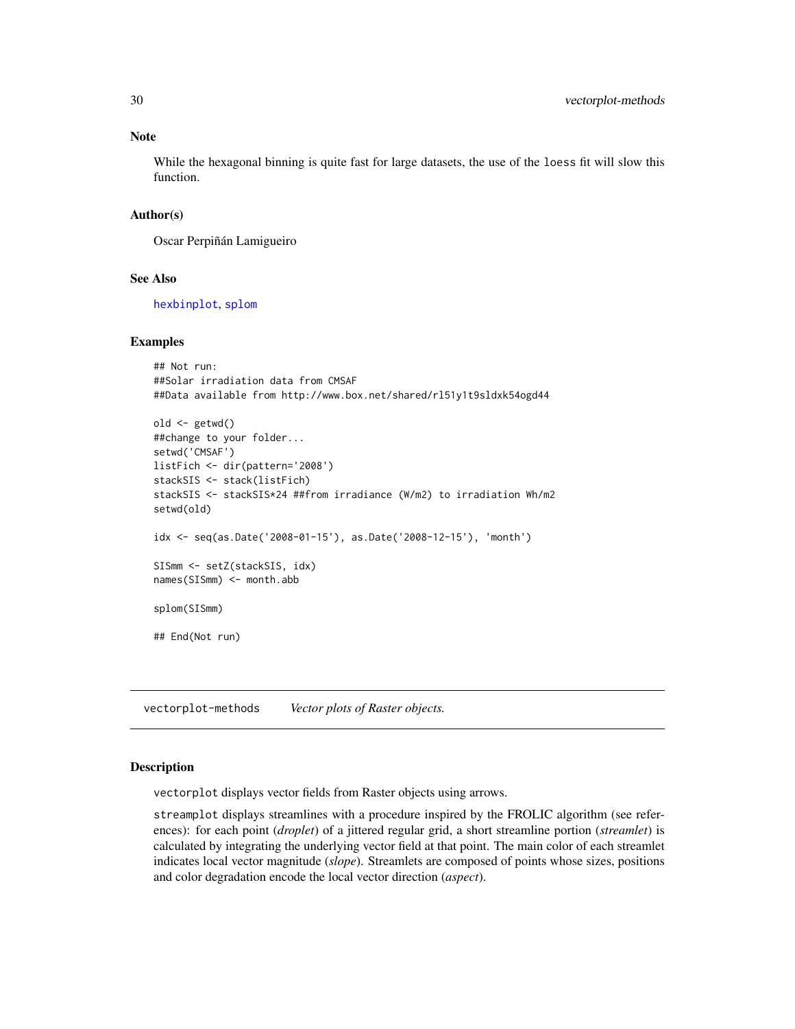### Note

While the hexagonal binning is quite fast for large datasets, the use of the `loess` fit will slow this function.

### Author(s)

Oscar Perpiñán Lamigueiro

### See Also

hexbinplot, splom

### Examples

```
## Not run:
##Solar irradiation data from CMSAF
##Data available from http://www.box.net/shared/rl51y1t9sldxk54ogd44

old <- getwd()
##change to your folder...
setwd('CMSAF')
listFich <- dir(pattern='2008')
stackSIS <- stack(listFich)
stackSIS <- stackSIS*24 ##from irradiance (W/m2) to irradiation Wh/m2
setwd(old)

idx <- seq(as.Date('2008-01-15'), as.Date('2008-12-15'), 'month')

SISmm <- setZ(stackSIS, idx)
names(SISmm) <- month.abb

splom(SISmm)

## End(Not run)
```

---

## vectorplot-methods *Vector plots of Raster objects.*

---

### Description

`vectorplot` displays vector fields from Raster objects using arrows.

`streamplot` displays streamlines with a procedure inspired by the FROLIC algorithm (see references): for each point (*droplet*) of a jittered regular grid, a short streamline portion (*streamlet*) is calculated by integrating the underlying vector field at that point. The main color of each streamlet indicates local vector magnitude (*slope*). Streamlets are composed of points whose sizes, positions and color degradation encode the local vector direction (*aspect*).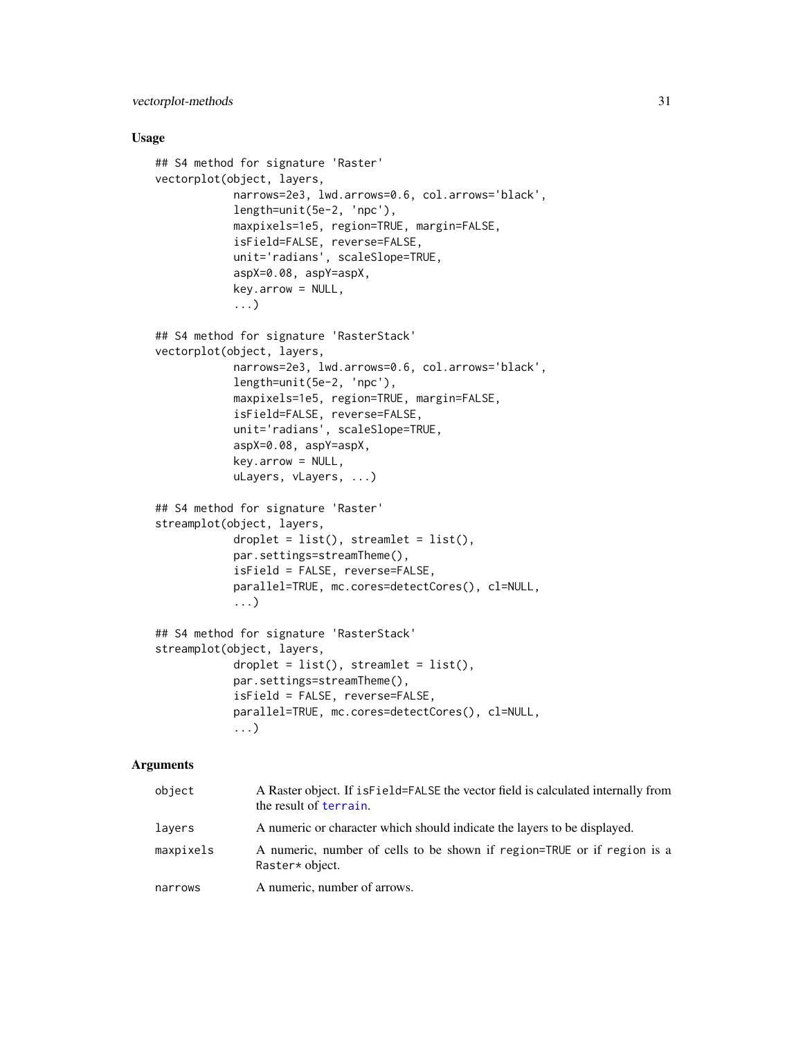## Usage

```
## S4 method for signature 'Raster'
vectorplot(object, layers,
            narrows=2e3, lwd.arrows=0.6, col.arrows='black',
            length=unit(5e-2, 'npc'),
            maxpixels=1e5, region=TRUE, margin=FALSE,
            isField=FALSE, reverse=FALSE,
            unit='radians', scaleSlope=TRUE,
            aspX=0.08, aspY=aspX,
            key.arrow = NULL,
            ...)

## S4 method for signature 'RasterStack'
vectorplot(object, layers,
            narrows=2e3, lwd.arrows=0.6, col.arrows='black',
            length=unit(5e-2, 'npc'),
            maxpixels=1e5, region=TRUE, margin=FALSE,
            isField=FALSE, reverse=FALSE,
            unit='radians', scaleSlope=TRUE,
            aspX=0.08, aspY=aspX,
            key.arrow = NULL,
            uLayers, vLayers, ...)

## S4 method for signature 'Raster'
streamplot(object, layers,
            droplet = list(), streamlet = list(),
            par.settings=streamTheme(),
            isField = FALSE, reverse=FALSE,
            parallel=TRUE, mc.cores=detectCores(), cl=NULL,
            ...)

## S4 method for signature 'RasterStack'
streamplot(object, layers,
            droplet = list(), streamlet = list(),
            par.settings=streamTheme(),
            isField = FALSE, reverse=FALSE,
            parallel=TRUE, mc.cores=detectCores(), cl=NULL,
            ...)
```

## Arguments

| | |
|---|---|
| `object` | A Raster object. If `isField=FALSE` the vector field is calculated internally from the result of `terrain`. |
| `layers` | A numeric or character which should indicate the layers to be displayed. |
| `maxpixels` | A numeric, number of cells to be shown if `region=TRUE` or if `region` is a `Raster*` object. |
| `narrows` | A numeric, number of arrows. |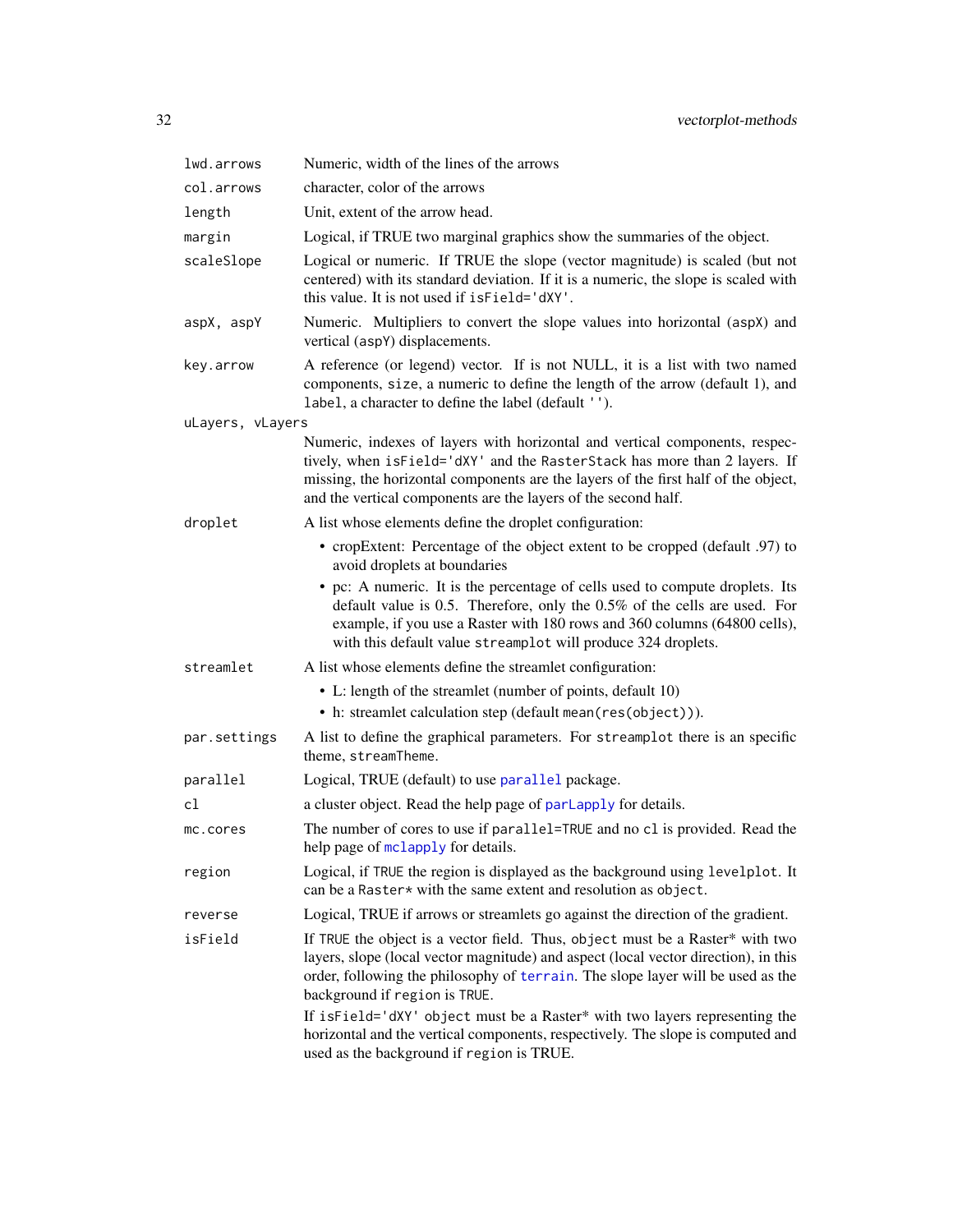`lwd.arrows`
: Numeric, width of the lines of the arrows

`col.arrows`
: character, color of the arrows

`length`
: Unit, extent of the arrow head.

`margin`
: Logical, if TRUE two marginal graphics show the summaries of the object.

`scaleSlope`
: Logical or numeric. If TRUE the slope (vector magnitude) is scaled (but not centered) with its standard deviation. If it is a numeric, the slope is scaled with this value. It is not used if `isField='dXY'`.

`aspX, aspY`
: Numeric. Multipliers to convert the slope values into horizontal (`aspX`) and vertical (`aspY`) displacements.

`key.arrow`
: A reference (or legend) vector. If is not NULL, it is a list with two named components, `size`, a numeric to define the length of the arrow (default 1), and `label`, a character to define the label (default `''`).

`uLayers, vLayers`
: Numeric, indexes of layers with horizontal and vertical components, respectively, when `isField='dXY'` and the `RasterStack` has more than 2 layers. If missing, the horizontal components are the layers of the first half of the object, and the vertical components are the layers of the second half.

`droplet`
: A list whose elements define the droplet configuration:
  - cropExtent: Percentage of the object extent to be cropped (default .97) to avoid droplets at boundaries
  - pc: A numeric. It is the percentage of cells used to compute droplets. Its default value is 0.5. Therefore, only the 0.5% of the cells are used. For example, if you use a Raster with 180 rows and 360 columns (64800 cells), with this default value `streamplot` will produce 324 droplets.

`streamlet`
: A list whose elements define the streamlet configuration:
  - L: length of the streamlet (number of points, default 10)
  - h: streamlet calculation step (default `mean(res(object))`).

`par.settings`
: A list to define the graphical parameters. For `streamplot` there is an specific theme, `streamTheme`.

`parallel`
: Logical, TRUE (default) to use `parallel` package.

`cl`
: a cluster object. Read the help page of `parLapply` for details.

`mc.cores`
: The number of cores to use if `parallel=TRUE` and no `cl` is provided. Read the help page of `mclapply` for details.

`region`
: Logical, if `TRUE` the region is displayed as the background using `levelplot`. It can be a `Raster*` with the same extent and resolution as `object`.

`reverse`
: Logical, TRUE if arrows or streamlets go against the direction of the gradient.

`isField`
: If `TRUE` the object is a vector field. Thus, `object` must be a Raster* with two layers, slope (local vector magnitude) and aspect (local vector direction), in this order, following the philosophy of `terrain`. The slope layer will be used as the background if `region` is `TRUE`.

  If `isField='dXY' object` must be a Raster* with two layers representing the horizontal and the vertical components, respectively. The slope is computed and used as the background if `region` is TRUE.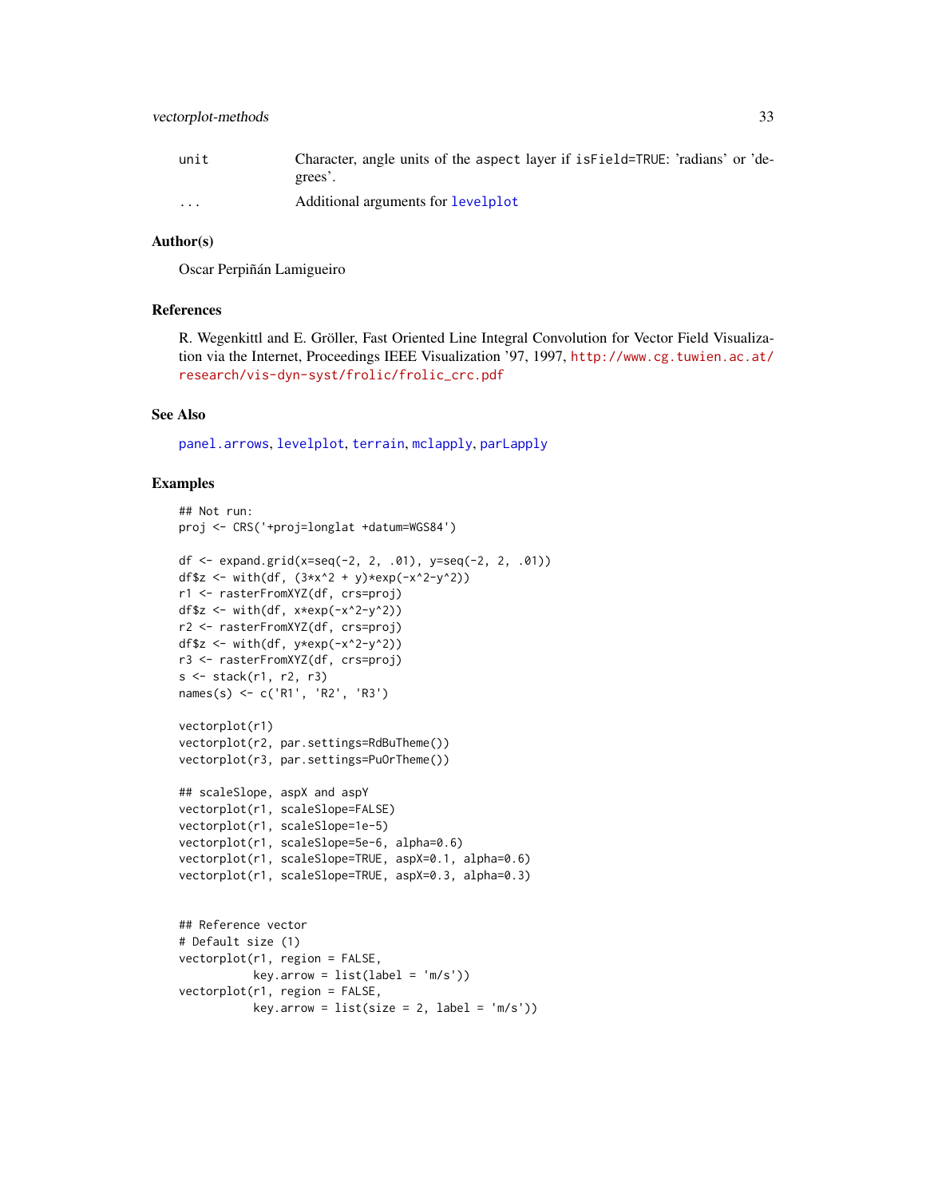| | |
|---|---|
| unit | Character, angle units of the aspect layer if isField=TRUE: 'radians' or 'degrees'. |
| ... | Additional arguments for levelplot |

## Author(s)

Oscar Perpiñán Lamigueiro

## References

R. Wegenkittl and E. Gröller, Fast Oriented Line Integral Convolution for Vector Field Visualization via the Internet, Proceedings IEEE Visualization '97, 1997, http://www.cg.tuwien.ac.at/research/vis-dyn-syst/frolic/frolic_crc.pdf

## See Also

panel.arrows, levelplot, terrain, mclapply, parLapply

## Examples

```
## Not run:
proj <- CRS('+proj=longlat +datum=WGS84')

df <- expand.grid(x=seq(-2, 2, .01), y=seq(-2, 2, .01))
df$z <- with(df, (3*x^2 + y)*exp(-x^2-y^2))
r1 <- rasterFromXYZ(df, crs=proj)
df$z <- with(df, x*exp(-x^2-y^2))
r2 <- rasterFromXYZ(df, crs=proj)
df$z <- with(df, y*exp(-x^2-y^2))
r3 <- rasterFromXYZ(df, crs=proj)
s <- stack(r1, r2, r3)
names(s) <- c('R1', 'R2', 'R3')

vectorplot(r1)
vectorplot(r2, par.settings=RdBuTheme())
vectorplot(r3, par.settings=PuOrTheme())

## scaleSlope, aspX and aspY
vectorplot(r1, scaleSlope=FALSE)
vectorplot(r1, scaleSlope=1e-5)
vectorplot(r1, scaleSlope=5e-6, alpha=0.6)
vectorplot(r1, scaleSlope=TRUE, aspX=0.1, alpha=0.6)
vectorplot(r1, scaleSlope=TRUE, aspX=0.3, alpha=0.3)


## Reference vector
# Default size (1)
vectorplot(r1, region = FALSE,
           key.arrow = list(label = 'm/s'))
vectorplot(r1, region = FALSE,
           key.arrow = list(size = 2, label = 'm/s'))
```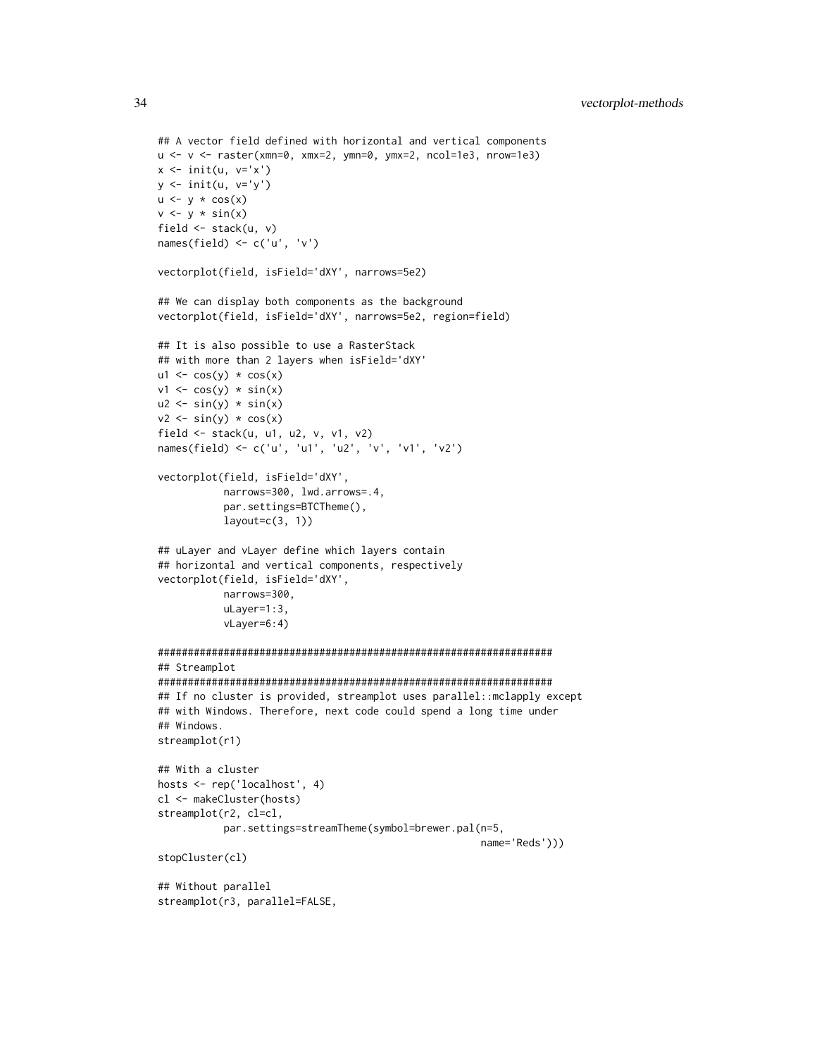```
## A vector field defined with horizontal and vertical components
u <- v <- raster(xmn=0, xmx=2, ymn=0, ymx=2, ncol=1e3, nrow=1e3)
x <- init(u, v='x')
y <- init(u, v='y')
u <- y * cos(x)
v <- y * sin(x)
field <- stack(u, v)
names(field) <- c('u', 'v')

vectorplot(field, isField='dXY', narrows=5e2)

## We can display both components as the background
vectorplot(field, isField='dXY', narrows=5e2, region=field)

## It is also possible to use a RasterStack
## with more than 2 layers when isField='dXY'
u1 <- cos(y) * cos(x)
v1 <- cos(y) * sin(x)
u2 <- sin(y) * sin(x)
v2 <- sin(y) * cos(x)
field <- stack(u, u1, u2, v, v1, v2)
names(field) <- c('u', 'u1', 'u2', 'v', 'v1', 'v2')

vectorplot(field, isField='dXY',
           narrows=300, lwd.arrows=.4,
           par.settings=BTCTheme(),
           layout=c(3, 1))

## uLayer and vLayer define which layers contain
## horizontal and vertical components, respectively
vectorplot(field, isField='dXY',
           narrows=300,
           uLayer=1:3,
           vLayer=6:4)

##################################################################
## Streamplot
##################################################################
## If no cluster is provided, streamplot uses parallel::mclapply except
## with Windows. Therefore, next code could spend a long time under
## Windows.
streamplot(r1)

## With a cluster
hosts <- rep('localhost', 4)
cl <- makeCluster(hosts)
streamplot(r2, cl=cl,
           par.settings=streamTheme(symbol=brewer.pal(n=5,
                                                       name='Reds')))
stopCluster(cl)

## Without parallel
streamplot(r3, parallel=FALSE,
```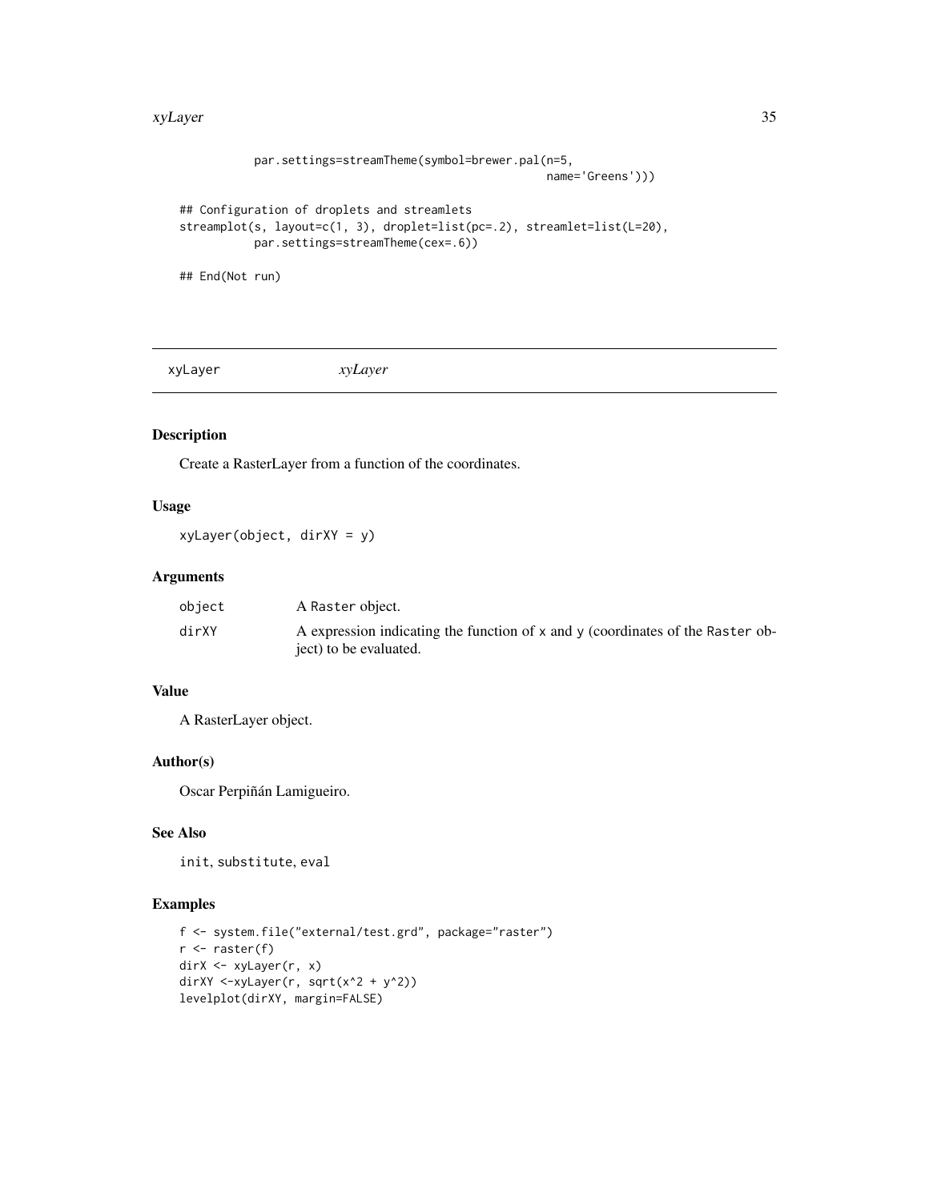```
           par.settings=streamTheme(symbol=brewer.pal(n=5,
                                                       name='Greens')))

## Configuration of droplets and streamlets
streamplot(s, layout=c(1, 3), droplet=list(pc=.2), streamlet=list(L=20),
           par.settings=streamTheme(cex=.6))

## End(Not run)
```

---

## xyLayer — *xyLayer*

---

### Description

Create a RasterLayer from a function of the coordinates.

### Usage

```
xyLayer(object, dirXY = y)
```

### Arguments

| | |
|---|---|
| `object` | A `Raster` object. |
| `dirXY` | A expression indicating the function of `x` and `y` (coordinates of the `Raster` object) to be evaluated. |

### Value

A RasterLayer object.

### Author(s)

Oscar Perpiñán Lamigueiro.

### See Also

`init`, `substitute`, `eval`

### Examples

```
f <- system.file("external/test.grd", package="raster")
r <- raster(f)
dirX <- xyLayer(r, x)
dirXY <-xyLayer(r, sqrt(x^2 + y^2))
levelplot(dirXY, margin=FALSE)
```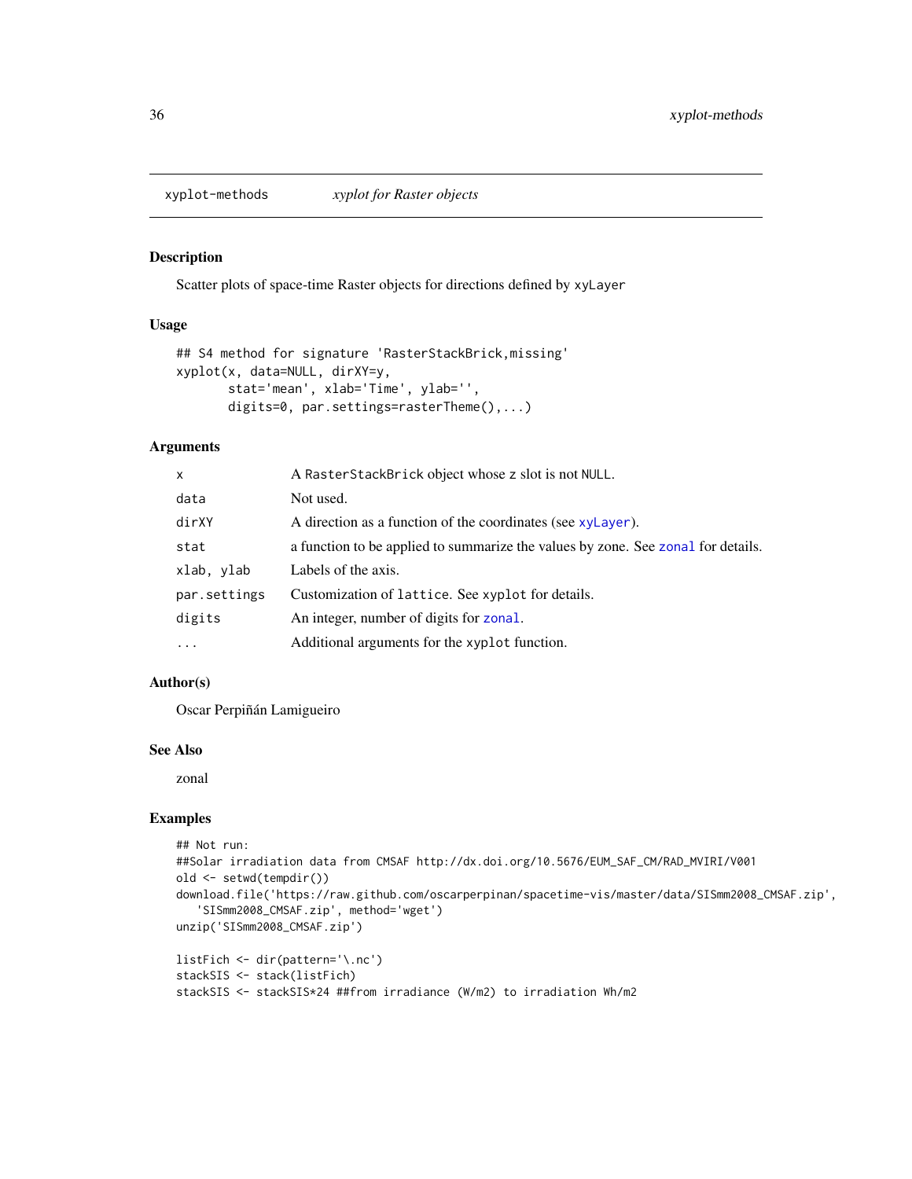xyplot-methods *xyplot for Raster objects*

## Description

Scatter plots of space-time Raster objects for directions defined by `xyLayer`

## Usage

```
## S4 method for signature 'RasterStackBrick,missing'
xyplot(x, data=NULL, dirXY=y,
       stat='mean', xlab='Time', ylab='',
       digits=0, par.settings=rasterTheme(),...)
```

## Arguments

| | |
|---|---|
| `x` | A `RasterStackBrick` object whose `z` slot is not `NULL`. |
| `data` | Not used. |
| `dirXY` | A direction as a function of the coordinates (see `xyLayer`). |
| `stat` | a function to be applied to summarize the values by zone. See `zonal` for details. |
| `xlab, ylab` | Labels of the axis. |
| `par.settings` | Customization of `lattice`. See `xyplot` for details. |
| `digits` | An integer, number of digits for `zonal`. |
| `...` | Additional arguments for the `xyplot` function. |

## Author(s)

Oscar Perpiñán Lamigueiro

## See Also

zonal

## Examples

```
## Not run:
##Solar irradiation data from CMSAF http://dx.doi.org/10.5676/EUM_SAF_CM/RAD_MVIRI/V001
old <- setwd(tempdir())
download.file('https://raw.github.com/oscarperpinan/spacetime-vis/master/data/SISmm2008_CMSAF.zip',
   'SISmm2008_CMSAF.zip', method='wget')
unzip('SISmm2008_CMSAF.zip')

listFich <- dir(pattern='\.nc')
stackSIS <- stack(listFich)
stackSIS <- stackSIS*24 ##from irradiance (W/m2) to irradiation Wh/m2
```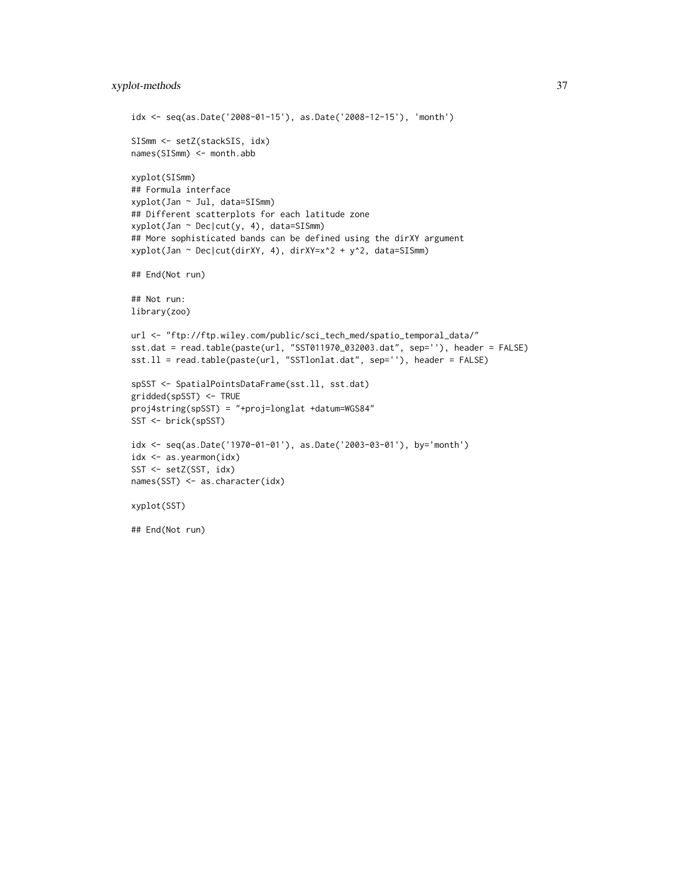```
idx <- seq(as.Date('2008-01-15'), as.Date('2008-12-15'), 'month')

SISmm <- setZ(stackSIS, idx)
names(SISmm) <- month.abb

xyplot(SISmm)
## Formula interface
xyplot(Jan ~ Jul, data=SISmm)
## Different scatterplots for each latitude zone
xyplot(Jan ~ Dec|cut(y, 4), data=SISmm)
## More sophisticated bands can be defined using the dirXY argument
xyplot(Jan ~ Dec|cut(dirXY, 4), dirXY=x^2 + y^2, data=SISmm)

## End(Not run)

## Not run:
library(zoo)

url <- "ftp://ftp.wiley.com/public/sci_tech_med/spatio_temporal_data/"
sst.dat = read.table(paste(url, "SST011970_032003.dat", sep=''), header = FALSE)
sst.ll = read.table(paste(url, "SSTlonlat.dat", sep=''), header = FALSE)

spSST <- SpatialPointsDataFrame(sst.ll, sst.dat)
gridded(spSST) <- TRUE
proj4string(spSST) = "+proj=longlat +datum=WGS84"
SST <- brick(spSST)

idx <- seq(as.Date('1970-01-01'), as.Date('2003-03-01'), by='month')
idx <- as.yearmon(idx)
SST <- setZ(SST, idx)
names(SST) <- as.character(idx)

xyplot(SST)

## End(Not run)
```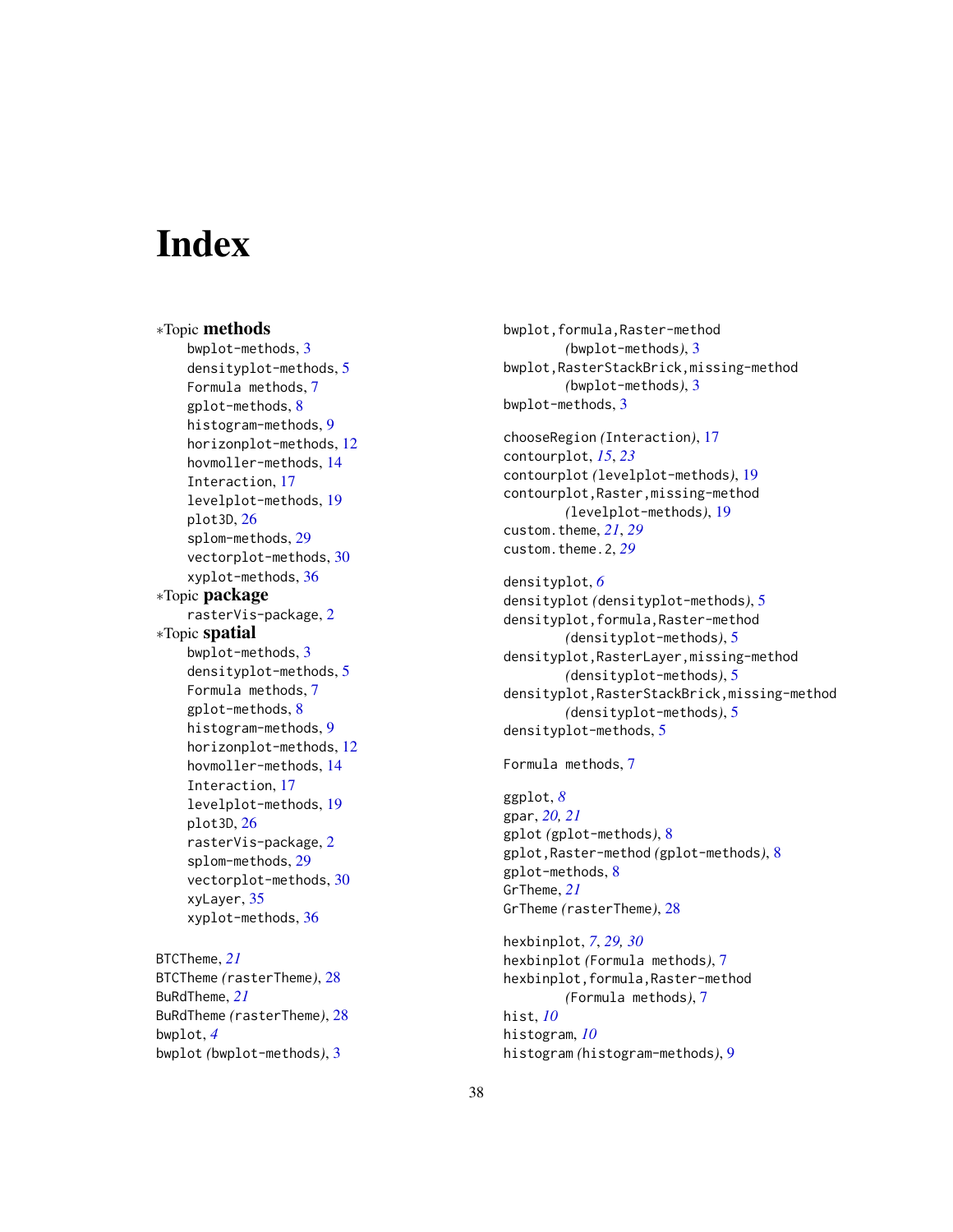# Index

∗Topic **methods**
- bwplot-methods, 3
- densityplot-methods, 5
- Formula methods, 7
- gplot-methods, 8
- histogram-methods, 9
- horizonplot-methods, 12
- hovmoller-methods, 14
- Interaction, 17
- levelplot-methods, 19
- plot3D, 26
- splom-methods, 29
- vectorplot-methods, 30
- xyplot-methods, 36

∗Topic **package**
- rasterVis-package, 2

∗Topic **spatial**
- bwplot-methods, 3
- densityplot-methods, 5
- Formula methods, 7
- gplot-methods, 8
- histogram-methods, 9
- horizonplot-methods, 12
- hovmoller-methods, 14
- Interaction, 17
- levelplot-methods, 19
- plot3D, 26
- rasterVis-package, 2
- splom-methods, 29
- vectorplot-methods, 30
- xyLayer, 35
- xyplot-methods, 36

BTCTheme, *21*
BTCTheme *(*rasterTheme*)*, 28
BuRdTheme, *21*
BuRdTheme *(*rasterTheme*)*, 28
bwplot, *4*
bwplot *(*bwplot-methods*)*, 3
bwplot,formula,Raster-method
    *(*bwplot-methods*)*, 3
bwplot,RasterStackBrick,missing-method
    *(*bwplot-methods*)*, 3
bwplot-methods, 3

chooseRegion *(*Interaction*)*, 17
contourplot, *15*, *23*
contourplot *(*levelplot-methods*)*, 19
contourplot,Raster,missing-method
    *(*levelplot-methods*)*, 19
custom.theme, *21*, *29*
custom.theme.2, *29*

densityplot, *6*
densityplot *(*densityplot-methods*)*, 5
densityplot,formula,Raster-method
    *(*densityplot-methods*)*, 5
densityplot,RasterLayer,missing-method
    *(*densityplot-methods*)*, 5
densityplot,RasterStackBrick,missing-method
    *(*densityplot-methods*)*, 5
densityplot-methods, 5

Formula methods, 7

ggplot, *8*
gpar, *20*, *21*
gplot *(*gplot-methods*)*, 8
gplot,Raster-method *(*gplot-methods*)*, 8
gplot-methods, 8
GrTheme, *21*
GrTheme *(*rasterTheme*)*, 28

hexbinplot, *7*, *29*, *30*
hexbinplot *(*Formula methods*)*, 7
hexbinplot,formula,Raster-method
    *(*Formula methods*)*, 7
hist, *10*
histogram, *10*
histogram *(*histogram-methods*)*, 9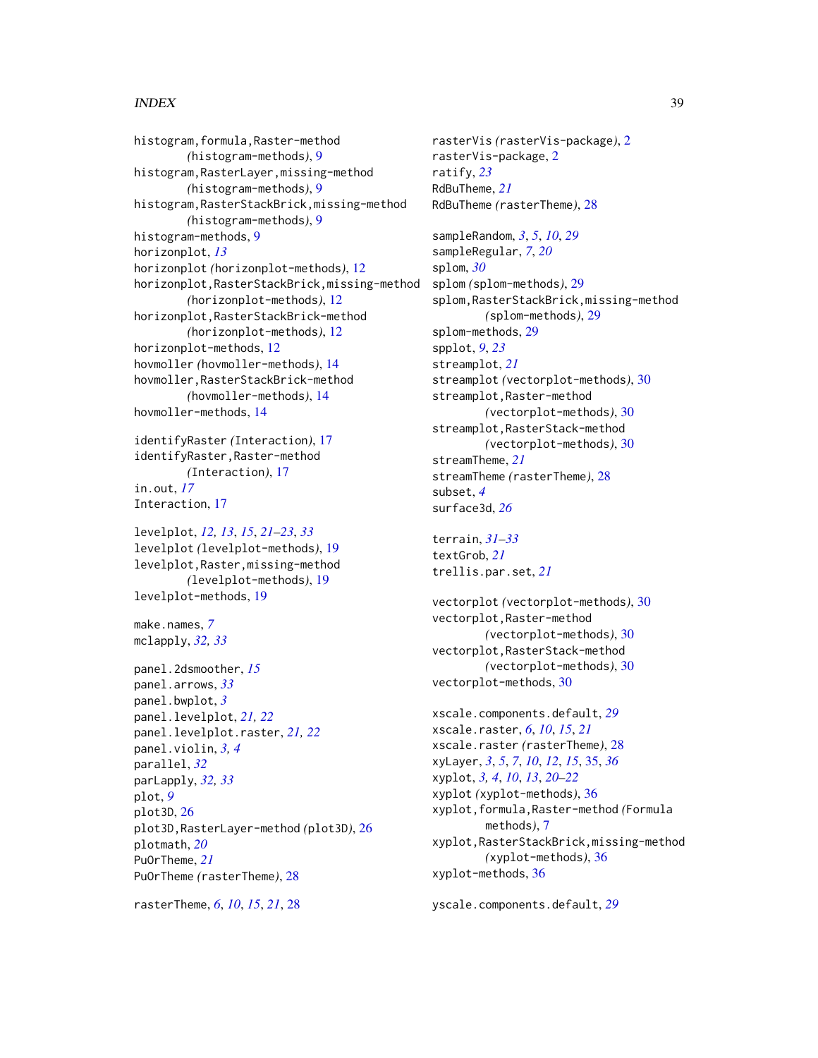histogram,formula,Raster-method
*(histogram-methods)*, 9
histogram,RasterLayer,missing-method
*(histogram-methods)*, 9
histogram,RasterStackBrick,missing-method
*(histogram-methods)*, 9
histogram-methods, 9
horizonplot, *13*
horizonplot *(horizonplot-methods)*, 12
horizonplot,RasterStackBrick,missing-method
*(horizonplot-methods)*, 12
horizonplot,RasterStackBrick-method
*(horizonplot-methods)*, 12
horizonplot-methods, 12
hovmoller *(hovmoller-methods)*, 14
hovmoller,RasterStackBrick-method
*(hovmoller-methods)*, 14
hovmoller-methods, 14

identifyRaster *(Interaction)*, 17
identifyRaster,Raster-method
*(Interaction)*, 17
in.out, *17*
Interaction, 17

levelplot, *12, 13*, *15*, *21–23*, *33*
levelplot *(levelplot-methods)*, 19
levelplot,Raster,missing-method
*(levelplot-methods)*, 19
levelplot-methods, 19

make.names, *7*
mclapply, *32, 33*

panel.2dsmoother, *15*
panel.arrows, *33*
panel.bwplot, *3*
panel.levelplot, *21, 22*
panel.levelplot.raster, *21, 22*
panel.violin, *3, 4*
parallel, *32*
parLapply, *32, 33*
plot, *9*
plot3D, 26
plot3D,RasterLayer-method *(plot3D)*, 26
plotmath, *20*
PuOrTheme, *21*
PuOrTheme *(rasterTheme)*, 28

rasterTheme, *6*, *10*, *15*, *21*, 28
rasterVis *(rasterVis-package)*, 2
rasterVis-package, 2
ratify, *23*
RdBuTheme, *21*
RdBuTheme *(rasterTheme)*, 28

sampleRandom, *3*, *5*, *10*, *29*
sampleRegular, *7*, *20*
splom, *30*
splom *(splom-methods)*, 29
splom,RasterStackBrick,missing-method
*(splom-methods)*, 29
splom-methods, 29
spplot, *9*, *23*
streamplot, *21*
streamplot *(vectorplot-methods)*, 30
streamplot,Raster-method
*(vectorplot-methods)*, 30
streamplot,RasterStack-method
*(vectorplot-methods)*, 30
streamTheme, *21*
streamTheme *(rasterTheme)*, 28
subset, *4*
surface3d, *26*

terrain, *31–33*
textGrob, *21*
trellis.par.set, *21*

vectorplot *(vectorplot-methods)*, 30
vectorplot,Raster-method
*(vectorplot-methods)*, 30
vectorplot,RasterStack-method
*(vectorplot-methods)*, 30
vectorplot-methods, 30

xscale.components.default, *29*
xscale.raster, *6*, *10*, *15*, *21*
xscale.raster *(rasterTheme)*, 28
xyLayer, *3*, *5*, *7*, *10*, *12*, *15*, 35, *36*
xyplot, *3, 4*, *10*, *13*, *20–22*
xyplot *(xyplot-methods)*, 36
xyplot,formula,Raster-method *(Formula methods)*, 7
xyplot,RasterStackBrick,missing-method
*(xyplot-methods)*, 36
xyplot-methods, 36

yscale.components.default, *29*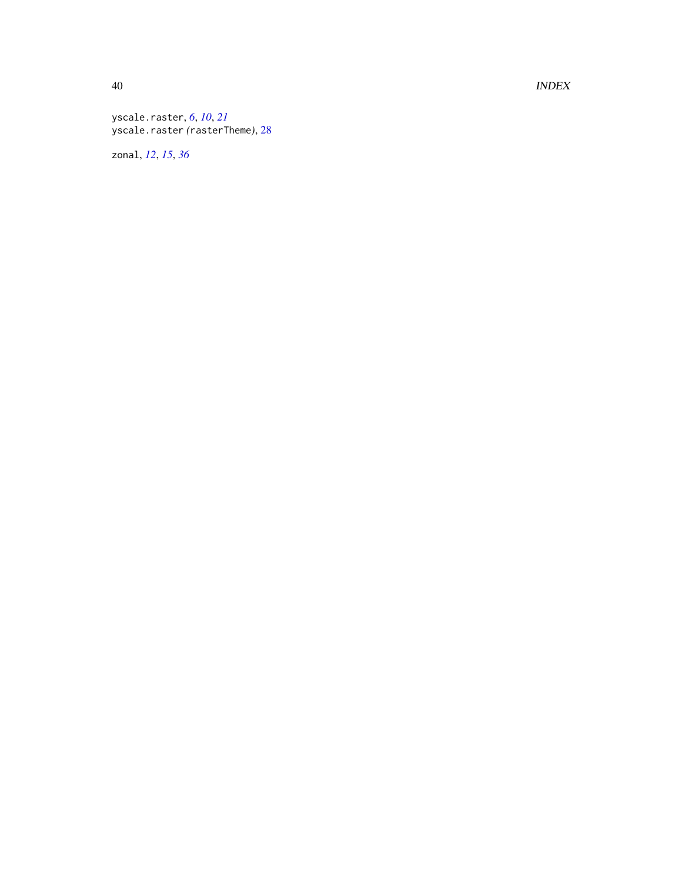yscale.raster, *6*, *10*, *21*
yscale.raster (rasterTheme), 28

zonal, *12*, *15*, *36*